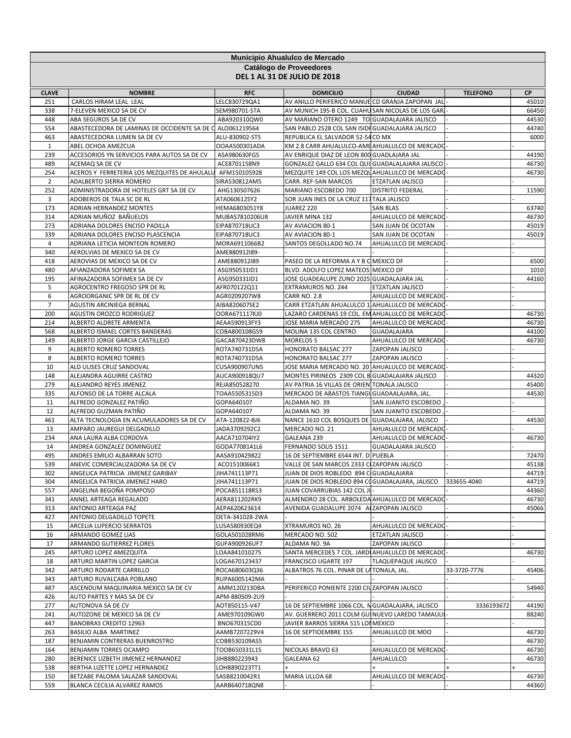# Municipio Ahualulco de Mercado

## Catálogo de Proveedores

### DEL 1 AL 31 DE JULIO DE 2018

| CLAVE | NOMBRE | RFC | DOMICILIO | CIUDAD | TELEFONO | CP |
|---|---|---|---|---|---|---|
| 251 | CARLOS HIRAM LEAL LEAL | LELC830729QA1 | AV ANILLO PERIFERICO MANUE | CD GRANJA ZAPOPAN JAL | - | 45010 |
| 338 | 7-ELEVEN MEXICO SA DE CV | SEM980701-STA | AV MUNICH 195-B COL. CUAHU | SAN NICOLAS DE LOS GAR | - | 66450 |
| 448 | ABA SEGUROS SA DE CV | ABA920310QW0 | AV MARIANO OTERO 1249 TO | GUADALAJARA JALISCO | - | 44530 |
| 554 | ABASTECEDORA DE LAMINAS DE OCCIDENTE SA DE C | ALO061219564 | SAN PABLO 2528 COL SAN ISIDR | GUADALAJARA JALISCO | - | 44740 |
| 463 | ABASTECEDORA LUMEN SA DE CV | ALU-830902-ST5 | REPUBLICA EL SALVADOR 52-54 | CD MX | - | 6000 |
| 1 | ABEL OCHOA AMEZCUA | OOAA500301ADA | KM 2.8 CARR AHUALULCO-AME | AHUALULCO DE MERCADO | - | - |
| 239 | ACCESORIOS YN SERVICIOS PARA AUTOS SA DE CV | ASA980630FG5 | AV ENRIQUE DIAZ DE LEON 800 | GUADLAJARA JAL | - | 44190 |
| 489 | ACEMAQ SA DE CV | ACE8701158N9 | GONZALEZ GALLO 634 COL QUI | GUADALALAJARA JALISCO | - | 46730 |
| 254 | ACEROS Y FERRETERIA LOS MEZQUITES DE AHULALU | AFM150105928 | MEZQUITE 149 COL LOS MEZQU | AHUALULCO DE MERCADO | - | 46730 |
| 2 | ADALBERTO SIERRA ROMERO | SIRA530812AM5 | CARR. REF-SAN MARCOS | ETZATLAN JALISCO | - | - |
| 252 | ADMINISTRADORA DE HOTELES GRT SA DE CV | AHG130507626 | MARIANO ESCOBEDO 700 | DISTRITO FEDERAL | - | 11590 |
| 3 | ADOBEROS DE TALA SC DE RL | ATA060612SY2 | SOR JUAN INES DE LA CRUZ 117 | TALA JALISCO | - | - |
| 173 | ADRIAN HERNANDEZ MONTES | HEMA6803051Y8 | JUAREZ 220 | SAN BLAS | - | 63740 |
| 314 | ADRIAN MUÑOZ BAÑUELOS | MUBAS7810206U8 | JAVIER MINA 132 | AHUALULCO DE MERCADO | - | 46730 |
| 273 | ADRIANA DOLORES ENCISO PADILLA | EIPA870718UC3 | AV AVIACION 80-1 | SAN JUAN DE OCOTAN | - | 45019 |
| 339 | ADRIANA DOLORES ENCISO PLASCENCIA | EIPA870718UC3 | AV AVIACION 80-1 | SAN JUAN DE OCOTAN | - | 45019 |
| 4 | ADRIANA LETICIA MONTEON ROMERO | MORA6911066B2 | SANTOS DEGOLLADO NO.74 | AHUALULCO DE MERCADO | - | - |
| 340 | AEROLVIAS DE MEXICO SA DE CV | AME880912I89- | - | - | - | - |
| 418 | AEROVIAS DE MEXICO SA DE CV | AME880912I89 | PASEO DE LA REFORMA A Y B C | MEXICO DF | - | 6500 |
| 480 | AFIANZADORA SOFIMEX SA | ASG950531ID1 | BLVD. ADOLFO LOPEZ MATEOS | MEXICO DF | - | 1010 |
| 195 | AFINAZADORA SOFIMEX SA DE CV | ASG950331ID1 | JOSE GUADEALUPE ZUNO 2025 | GUADALAJARA JAL | - | 44160 |
| 5 | AGROCENTRO FREGOSO SPR DE RL | AFR070122Q11 | EXTRAMUROS NO. 244 | ETZATLAN JALISCO | - | - |
| 6 | AGROORGANIC SPR DE RL DE CV | AGR0209207W8 | CARR NO. 2.8 | AHUALULCO DE MERCADO | - | - |
| 7 | AGUSTIN ARCINIEGA BERNAL | AIBA820607SE2 | CARR ETZATLAN AHUALULCO 1 | AHUALULCO DE MERCADO | - | - |
| 200 | AGUSTIN OROZCO RODRIGUEZ | OORA671117KJ0 | LAZARO CARDENAS 19 COL. EM | AHUALULCO DE MERCADO | - | 46730 |
| 214 | ALBERTO ALDRETE ARMENTA | AEAA590913FY3 | JOSE MARIA MERCADO 275 | AHUALULCO DE MERCADO | - | 46730 |
| 568 | ALBERTO ISMAEL CORTES BANDERAS | COBA800108GS9 | MOLINA 135 COL CENTRO | GUADALAJARA | - | 44100 |
| 149 | ALBERTO JORGE GARCIA CASTILLEJO | GACA870423DW8 | MORELOS 5 | AHUALULCO DE MERCADO | - | 46730 |
| 9 | ALBERTO ROMERO TORRES | ROTA740731D5A | HONORATO BALSAC 277 | ZAPOPAN JALISCO | - | - |
| 8 | ALBERTO ROMERO TORRES | ROTA740731D5A | HONORATO BALSAC 277 | ZAPOPAN JALISCO | - | - |
| 10 | ALD ULISES CRUZ SANDOVAL | CUSA900907UN5 | JOSE MARIA MERCADO NO. 20 | AHUALULCO DE MERCADO | - | - |
| 148 | ALEJANDRA AGUIRRE CASTRO | AUCA900918QU7 | MONTES PIRINEOS 2309 COL B | GUADALAJARA JALISCO | - | 44320 |
| 279 | ALEJANDRO REYES JIMENEZ | REJA850528270 | AV PATRIA 16 VILLAS DE ORIEN | TONALA JALISCO | - | 45400 |
| 335 | ALFONSO DE LA TORRE ALCALA | TOAA5505315D3 | MERCADO DE ABASTOS TIANGU | GUADAALAJARA, JAL. | - | 44530 |
| 11 | ALFREDO GONZALEZ PATIÑO | GOPA640107 | ALDAMA NO. 39 | SAN JUANITO ESCOBEDO , | - | - |
| 12 | ALFREDO GUZMAN PATIÑO | GOPA640107 | ALDAMA NO. 39 | SAN JUANITO ESCOBEDO , | - | - |
| 461 | ALTA TECNOLOGIA EN ACUMULADORES SA DE CV | ATA-120822-BJ6 | NANCE 1610 COL BOSQUES DE | GUADALAJARA, JALISCO | - | 44530 |
| 13 | AMPARO JAUREGUI DELGADILLO | JADA3709292C2 | MERCADO NO. 21 | AHUALULCO DE MERCADO | - | - |
| 234 | ANA LAURA ALBA CORDOVA | AACA710704IY2 | GALEANA 239 | AHUALULCO DE MERCADO | - | 46730 |
| 14 | ANDREA GONZALEZ DOMINGUEZ | GODA7708141L6 | FERNANDO SOLIS 1511 | GUADALAJARA JALISCO | - | - |
| 495 | ANDRES EMILIO ALBARRAN SOTO | AASA910429822 | 16 DE SEPTIEMBRE 6544 INT. D | PUEBLA | - | 72470 |
| 539 | ANEVIC COMERCIALIZADORA SA DE CV | ACO1510066K1 | VALLE DE SAN MARCOS 2333 C | ZAPOPAN JALISCO | - | 45138 |
| 302 | ANGELICA PATRICIA JIMENEZ GARIBAY | JIHA741113P71 | JUAN DE DIOS ROBLEDO 894 C | GUADALAJARA | - | 44719 |
| 304 | ANGELICA PATRICIA JIMENEZ HARO | JIHA741113P71 | JUAN DE DIOS ROBLEDO 894 C | GUADALAJARA, JALISCO | 333655-4040 | 44719 |
| 557 | ANGELINA BEGOÑA POMPOSO | POCA851118RS3 | JUAN COVARRUBIAS 142 COL J | - | - | 44360 |
| 341 | ANNEL ARTEAGA REGALADO | AERA811202RK9 | ALMENDRO 28 COL. ARBOLEDA | AHUALULCO DE MERCADO | - | 46730 |
| 313 | ANTONIO ARTEAGA PAZ | AEPA620623614 | AVENIDA GUADALUPE 2074 A | ZAPOPAN JALISCO | - | 45066 |
| 427 | ANTONIO DELGADILLO TOPETE | DETA-341028-2WA | - | - | - | - |
| 15 | ARCELIA LUPERCIO SERRATOS | LUSA580930EQ4 | XTRAMUROS NO. 26 | AHUALULCO DE MERCADO | - | - |
| 16 | ARMANDO GOMEZ LIAS | GOLA501028RM6 | MERCADO NO. 502 | ETZATLAN JALISCO | - | - |
| 17 | ARMANDO GUTIERREZ FLORES | GUFA900926UF7 | ALDAMA NO. 9A | ZAPOPAN JALISCO | - | - |
| 245 | ARTURO LOPEZ AMEZQUITA | LOAA841010275 | SANTA MERCEDES 7 COL. JARD | AHUALULCO DE MERCADO | - | 46730 |
| 18 | ARTURO MARTIN LOPEZ GARCIA | LOGA670123437 | FRANCISCO UGARTE 197 | TLAQUEPAQUE JALISCO | - | - |
| 342 | ARTURO RODARTE CARRILLO | ROCA680603Q36 | ALBATROS 76 COL. PINAR DE LA | TONALA, JAL. | 33-3720-7776 | 45406 |
| 343 | ARTURO RUVALCABA POBLANO | RUPA6005142MA | - | - | - | - |
| 487 | ASCENDUM MAQUINARIA MEXICO SA DE CV | AMM120213DBA | PERIFERICO PONIENTE 2200 CI | ZAPOPAN JALISCO | - | 54940 |
| 426 | AUTO PARTES Y MAS SA DE CV | APM-880509-2U9 | - | - | - | - |
| 277 | AUTONOVA SA DE CV | AOT850115-V47 | 16 DE SEPTIEMBRE 1066 COL. N | GUADALAJARA, JALISCO | 3336193672 | 44190 |
| 241 | AUTOZONE DE MEXICO SA DE CV | AME970109GW0 | AV. GUERRERO 2011 COLM GU | NUEVO LAREDO TAMAULI | - | 88240 |
| 447 | BANOBRAS CREDITO 12963 | BNO670315CD0 | JAVIER BARROS SIERRA 515 LO | MEXICO | - | - |
| 263 | BASILIO ALBA MARTINEZ | AAMB7207229V4 | 16 DE SEPTIOEMBRE 155 | AHUALULCO DE MDO | - | 46730 |
| 187 | BENJAMIN CONTRERAS BUENROSTRO | COBB530109AS5 | - | - | - | 46730 |
| 164 | BENJAMIN TORRES OCAMPO | TOOB650331L15 | NICOLAS BRAVO 63 | AHUALULCO DE MERCADO | - | 46730 |
| 280 | BERENICE LIZBETH JIMENEZ HERNANDEZ | JIHB880223943 | GALEANA 62 | AHUALULCO | - | 46730 |
| 538 | BERTHA LIZETTE LOPEZ HERNANDEZ | LOHB890223TT1 | + | + | + | + |
| 150 | BETZABE PALOMA SALAZAR SANDOVAL | SASB8210042R1 | MARIA ULLOA 68 | AHUALULCO DE MERCADO | - | 46730 |
| 559 | BLANCA CECILIA ALVAREZ RAMOS | AARB640718QN8 | - | - | - | 44360 |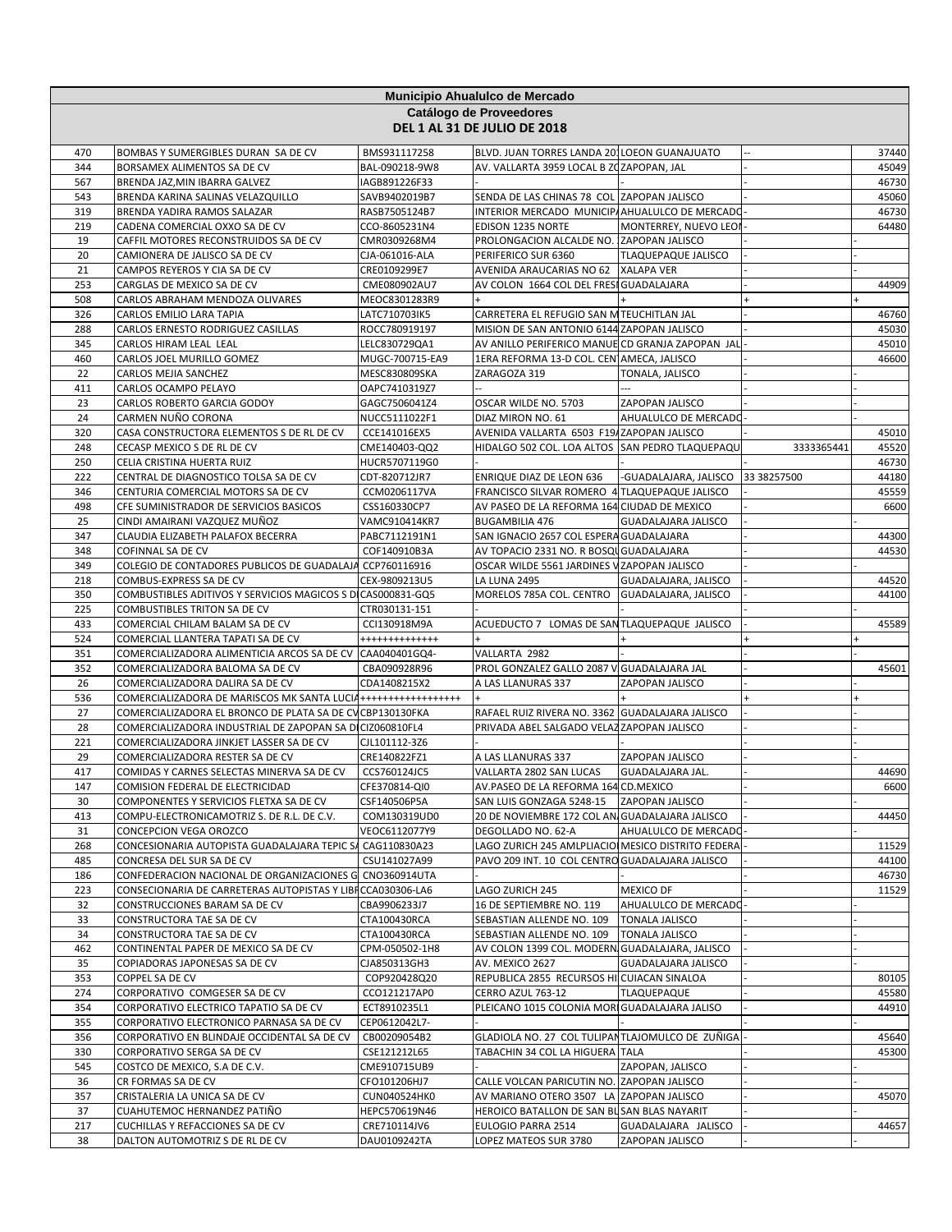**Municipio Ahualulco de Mercado**
**Catálogo de Proveedores**
**DEL 1 AL 31 DE JULIO DE 2018**

| | | | | | | |
|---|---|---|---|---|---|---|
| 470 | BOMBAS Y SUMERGIBLES DURAN SA DE CV | BMS931117258 | BLVD. JUAN TORRES LANDA 20 | LOEON GUANAJUATO | -- | 37440 |
| 344 | BORSAMEX ALIMENTOS SA DE CV | BAL-090218-9W8 | AV. VALLARTA 3959 LOCAL B ZC | ZAPOPAN, JAL | - | 45049 |
| 567 | BRENDA JAZ,MIN IBARRA GALVEZ | IAGB891226F33 | - | - | - | 46730 |
| 543 | BRENDA KARINA SALINAS VELAZQUILLO | SAVB9402019B7 | SENDA DE LAS CHINAS 78 COL | ZAPOPAN JALISCO | - | 45060 |
| 319 | BRENDA YADIRA RAMOS SALAZAR | RASB7505124B7 | INTERIOR MERCADO MUNICIP/ | AHUALULCO DE MERCADO | - | 46730 |
| 219 | CADENA COMERCIAL OXXO SA DE CV | CCO-8605231N4 | EDISON 1235 NORTE | MONTERREY, NUEVO LEON | - | 64480 |
| 19 | CAFFIL MOTORES RECONSTRUIDOS SA DE CV | CMR0309268M4 | PROLONGACION ALCALDE NO. | ZAPOPAN JALISCO | - | - |
| 20 | CAMIONERA DE JALISCO SA DE CV | CJA-061016-ALA | PERIFERICO SUR 6360 | TLAQUEPAQUE JALISCO | - | - |
| 21 | CAMPOS REYEROS Y CIA SA DE CV | CRE0109299E7 | AVENIDA ARAUCARIAS NO 62 | XALAPA VER | - | - |
| 253 | CARGLAS DE MEXICO SA DE CV | CME080902AU7 | AV COLON 1664 COL DEL FRES | GUADALAJARA | - | 44909 |
| 508 | CARLOS ABRAHAM MENDOZA OLIVARES | MEOC8301283R9 | + | | + | + |
| 326 | CARLOS EMILIO LARA TAPIA | LATC710703IK5 | CARRETERA EL REFUGIO SAN M | TEUCHITLAN JAL | - | 46760 |
| 288 | CARLOS ERNESTO RODRIGUEZ CASILLAS | ROCC780919197 | MISION DE SAN ANTONIO 6144 | ZAPOPAN JALISCO | - | 45030 |
| 345 | CARLOS HIRAM LEAL LEAL | LELC830729QA1 | AV ANILLO PERIFERICO MANUE | CD GRANJA ZAPOPAN JAL | - | 45010 |
| 460 | CARLOS JOEL MURILLO GOMEZ | MUGC-700715-EA9 | 1ERA REFORMA 13-D COL. CEN | AMECA, JALISCO | - | 46600 |
| 22 | CARLOS MEJIA SANCHEZ | MESC830809SKA | ZARAGOZA 319 | TONALA, JALISCO | - | - |
| 411 | CARLOS OCAMPO PELAYO | OAPC7410319Z7 | -- | --- | - | - |
| 23 | CARLOS ROBERTO GARCIA GODOY | GAGC7506041Z4 | OSCAR WILDE NO. 5703 | ZAPOPAN JALISCO | - | - |
| 24 | CARMEN NUÑO CORONA | NUCC5111022F1 | DIAZ MIRON NO. 61 | AHUALULCO DE MERCADO | - | - |
| 320 | CASA CONSTRUCTORA ELEMENTOS S DE RL DE CV | CCE141016EX5 | AVENIDA VALLARTA 6503 F19/ | ZAPOPAN JALISCO | - | 45010 |
| 248 | CECASP MEXICO S DE RL DE CV | CME140403-QQ2 | HIDALGO 502 COL. LOA ALTOS | SAN PEDRO TLAQUEPAQU | 3333365441 | 45520 |
| 250 | CELIA CRISTINA HUERTA RUIZ | HUCR5707119G0 | - | - | - | 46730 |
| 222 | CENTRAL DE DIAGNOSTICO TOLSA SA DE CV | CDT-820712JR7 | ENRIQUE DIAZ DE LEON 636 | -GUADALAJARA, JALISCO | 33 38257500 | 44180 |
| 346 | CENTURIA COMERCIAL MOTORS SA DE CV | CCM0206117VA | FRANCISCO SILVAR ROMERO 4 | TLAQUEPAQUE JALISCO | - | 45559 |
| 498 | CFE SUMINISTRADOR DE SERVICIOS BASICOS | CSS160330CP7 | AV PASEO DE LA REFORMA 164 | CIUDAD DE MEXICO | - | 6600 |
| 25 | CINDI AMAIRANI VAZQUEZ MUÑOZ | VAMC910414KR7 | BUGAMBILIA 476 | GUADALAJARA JALISCO | - | - |
| 347 | CLAUDIA ELIZABETH PALAFOX BECERRA | PABC7112191N1 | SAN IGNACIO 2657 COL ESPERA | GUADALAJARA | - | 44300 |
| 348 | COFINNAL SA DE CV | COF140910B3A | AV TOPACIO 2331 NO. R BOSQU | GUADALAJARA | - | 44530 |
| 349 | COLEGIO DE CONTADORES PUBLICOS DE GUADALAJA | CCP760116916 | OSCAR WILDE 5561 JARDINES V | ZAPOPAN JALISCO | - | - |
| 218 | COMBUS-EXPRESS SA DE CV | CEX-9809213U5 | LA LUNA 2495 | GUADALAJARA, JALISCO | - | 44520 |
| 350 | COMBUSTIBLES ADITIVOS Y SERVICIOS MAGICOS S D | CAS000831-GQ5 | MORELOS 785A COL. CENTRO | GUADALAJARA, JALISCO | - | 44100 |
| 225 | COMBUSTIBLES TRITON SA DE CV | CTR030131-151 | - | - | - | - |
| 433 | COMERCIAL CHILAM BALAM SA DE CV | CCI130918M9A | ACUEDUCTO 7 LOMAS DE SAN | TLAQUEPAQUE JALISCO | - | 45589 |
| 524 | COMERCIAL LLANTERA TAPATI SA DE CV | ++++++++++++++ | + | + | + | + |
| 351 | COMERCIALIZADORA ALIMENTICIA ARCOS SA DE CV | CAA040401GQ4- | VALLARTA 2982 | - | - | - |
| 352 | COMERCIALIZADORA BALOMA SA DE CV | CBA090928R96 | PROL GONZALEZ GALLO 2087 V | GUADALAJARA JAL | - | 45601 |
| 26 | COMERCIALIZADORA DALIRA SA DE CV | CDA1408215X2 | A LAS LLANURAS 337 | ZAPOPAN JALISCO | - | - |
| 536 | COMERCIALIZADORA DE MARISCOS MK SANTA LUCIA | ++++++++++++++++++ | + | + | + | + |
| 27 | COMERCIALIZADORA EL BRONCO DE PLATA SA DE CV | CBP130130FKA | RAFAEL RUIZ RIVERA NO. 3362 | GUADALAJARA JALISCO | - | - |
| 28 | COMERCIALIZADORA INDUSTRIAL DE ZAPOPAN SA D | CIZ060810FL4 | PRIVADA ABEL SALGADO VELAZ | ZAPOPAN JALISCO | - | - |
| 221 | COMERCIALIZADORA JINKJET LASSER SA DE CV | CJL101112-3Z6 | - | - | - | - |
| 29 | COMERCIALIZADORA RESTER SA DE CV | CRE140822FZ1 | A LAS LLANURAS 337 | ZAPOPAN JALISCO | - | - |
| 417 | COMIDAS Y CARNES SELECTAS MINERVA SA DE CV | CCS760124JC5 | VALLARTA 2802 SAN LUCAS | GUADALAJARA JAL. | - | 44690 |
| 147 | COMISION FEDERAL DE ELECTRICIDAD | CFE370814-QI0 | AV.PASEO DE LA REFORMA 164 | CD.MEXICO | - | 6600 |
| 30 | COMPONENTES Y SERVICIOS FLETXA SA DE CV | CSF140506P5A | SAN LUIS GONZAGA 5248-15 | ZAPOPAN JALISCO | - | - |
| 413 | COMPU-ELECTRONICAMOTRIZ S. DE R.L. DE C.V. | COM130319UD0 | 20 DE NOVIEMBRE 172 COL AN | GUADALAJARA JALISCO | - | 44450 |
| 31 | CONCEPCION VEGA OROZCO | VEOC6112077Y9 | DEGOLLADO NO. 62-A | AHUALULCO DE MERCADO | - | - |
| 268 | CONCESIONARIA AUTOPISTA GUADALAJARA TEPIC S/ | CAG110830A23 | LAGO ZURICH 245 AMLPLIACIO | MESICO DISTRITO FEDERA | - | 11529 |
| 485 | CONCRESA DEL SUR SA DE CV | CSU141027A99 | PAVO 209 INT. 10 COL CENTRO | GUADALAJARA JALISCO | - | 44100 |
| 186 | CONFEDERACION NACIONAL DE ORGANIZACIONES G | CNO360914UTA | - | - | - | 46730 |
| 223 | CONSECIONARIA DE CARRETERAS AUTOPISTAS Y LIBR | CCA030306-LA6 | LAGO ZURICH 245 | MEXICO DF | - | 11529 |
| 32 | CONSTRUCCIONES BARAM SA DE CV | CBA9906233J7 | 16 DE SEPTIEMBRE NO. 119 | AHUALULCO DE MERCADO | - | - |
| 33 | CONSTRUCTORA TAE SA DE CV | CTA100430RCA | SEBASTIAN ALLENDE NO. 109 | TONALA JALISCO | - | - |
| 34 | CONSTRUCTORA TAE SA DE CV | CTA100430RCA | SEBASTIAN ALLENDE NO. 109 | TONALA JALISCO | - | - |
| 462 | CONTINENTAL PAPER DE MEXICO SA DE CV | CPM-050502-1H8 | AV COLON 1399 COL. MODERN | GUADALAJARA, JALISCO | - | - |
| 35 | COPIADORAS JAPONESAS SA DE CV | CJA850313GH3 | AV. MEXICO 2627 | GUADALAJARA JALISCO | - | - |
| 353 | COPPEL SA DE CV | COP920428Q20 | REPUBLICA 2855 RECURSOS HI | CUIACAN SINALOA | - | 80105 |
| 274 | CORPORATIVO COMGESER SA DE CV | CCO121217AP0 | CERRO AZUL 763-12 | TLAQUEPAQUE | - | 45580 |
| 354 | CORPORATIVO ELECTRICO TAPATIO SA DE CV | ECT8910235L1 | PLEICANO 1015 COLONIA MOR | GUADALAJARA JALISO | - | 44910 |
| 355 | CORPORATIVO ELECTRONICO PARNASA SA DE CV | CEP0612042L7- | - | - | - | - |
| 356 | CORPORATIVO EN BLINDAJE OCCIDENTAL SA DE CV | CB00209054B2 | GLADIOLA NO. 27 COL TULIPAN | TLAJOMULCO DE ZUÑIGA | - | 45640 |
| 330 | CORPORATIVO SERGA SA DE CV | CSE121212L65 | TABACHIN 34 COL LA HIGUERA | TALA | - | 45300 |
| 545 | COSTCO DE MEXICO, S.A DE C.V. | CME910715UB9 | - | ZAPOPAN, JALISCO | - | - |
| 36 | CR FORMAS SA DE CV | CFO101206HJ7 | CALLE VOLCAN PARICUTIN NO. | ZAPOPAN JALISCO | - | - |
| 357 | CRISTALERIA LA UNICA SA DE CV | CUN040524HK0 | AV MARIANO OTERO 3507 LA | ZAPOPAN JALISCO | - | 45070 |
| 37 | CUAHUTEMOC HERNANDEZ PATIÑO | HEPC570619N46 | HEROICO BATALLON DE SAN BL | SAN BLAS NAYARIT | - | - |
| 217 | CUCHILLAS Y REFACCIONES SA DE CV | CRE710114JV6 | EULOGIO PARRA 2514 | GUADALAJARA JALISCO | - | 44657 |
| 38 | DALTON AUTOMOTRIZ S DE RL DE CV | DAU0109242TA | LOPEZ MATEOS SUR 3780 | ZAPOPAN JALISCO | - | - |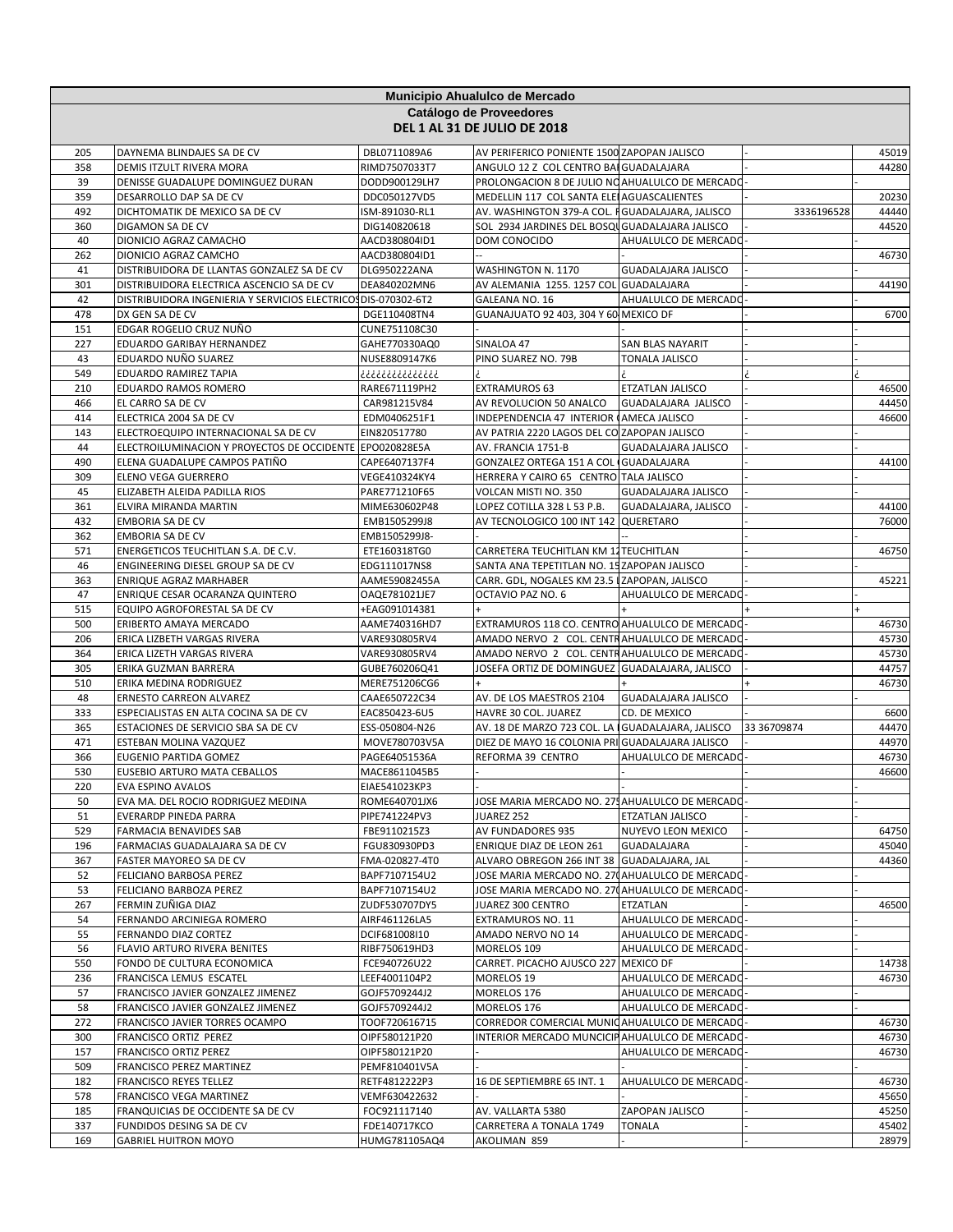## Municipio Ahualulco de Mercado
## Catálogo de Proveedores
## DEL 1 AL 31 DE JULIO DE 2018

| | | | | | | |
|---|---|---|---|---|---|---|
| 205 | DAYNEMA BLINDAJES SA DE CV | DBL0711089A6 | AV PERIFERICO PONIENTE 1500 | ZAPOPAN JALISCO | - | 45019 |
| 358 | DEMIS ITZULT RIVERA MORA | RIMD7507033T7 | ANGULO 12 Z COL CENTRO BAI | GUADALAJARA | - | 44280 |
| 39 | DENISSE GUADALUPE DOMINGUEZ DURAN | DODD900129LH7 | PROLONGACION 8 DE JULIO NO | AHUALULCO DE MERCADO | - | - |
| 359 | DESARROLLO DAP SA DE CV | DDC050127VD5 | MEDELLIN 117 COL SANTA ELEI | AGUASCALIENTES | - | 20230 |
| 492 | DICHTOMATIK DE MEXICO SA DE CV | ISM-891030-RL1 | AV. WASHINGTON 379-A COL. F | GUADALAJARA, JALISCO | 3336196528 | 44440 |
| 360 | DIGAMON SA DE CV | DIG140820618 | SOL 2934 JARDINES DEL BOSQU | GUADALAJARA JALISCO | - | 44520 |
| 40 | DIONICIO AGRAZ CAMACHO | AACD380804ID1 | DOM CONOCIDO | AHUALULCO DE MERCADO | - | - |
| 262 | DIONICIO AGRAZ CAMCHO | AACD380804ID1 | -- | | - | 46730 |
| 41 | DISTRIBUIDORA DE LLANTAS GONZALEZ SA DE CV | DLG950222ANA | WASHINGTON N. 1170 | GUADALAJARA JALISCO | - | - |
| 301 | DISTRIBUIDORA ELECTRICA ASCENCIO SA DE CV | DEA840202MN6 | AV ALEMANIA 1255. 1257 COL | GUADALAJARA | - | 44190 |
| 42 | DISTRIBUIDORA INGENIERIA Y SERVICIOS ELECTRICOS | DIS-070302-6T2 | GALEANA NO. 16 | AHUALULCO DE MERCADO | - | - |
| 478 | DX GEN SA DE CV | DGE110408TN4 | GUANAJUATO 92 403, 304 Y 60 | MEXICO DF | - | 6700 |
| 151 | EDGAR ROGELIO CRUZ NUÑO | CUNE751108C30 | - | - | - | - |
| 227 | EDUARDO GARIBAY HERNANDEZ | GAHE770330AQ0 | SINALOA 47 | SAN BLAS NAYARIT | - | - |
| 43 | EDUARDO NUÑO SUAREZ | NUSE8809147K6 | PINO SUAREZ NO. 79B | TONALA JALISCO | - | - |
| 549 | EDUARDO RAMIREZ TAPIA | ¿¿¿¿¿¿¿¿¿¿¿¿¿ | ¿ | ¿ | ¿ | ¿ |
| 210 | EDUARDO RAMOS ROMERO | RARE671119PH2 | EXTRAMUROS 63 | ETZATLAN JALISCO | - | 46500 |
| 466 | EL CARRO SA DE CV | CAR981215V84 | AV REVOLUCION 50 ANALCO | GUADALAJARA JALISCO | - | 44450 |
| 414 | ELECTRICA 2004 SA DE CV | EDM0406251F1 | INDEPENDENCIA 47 INTERIOR ( | AMECA JALISCO | - | 46600 |
| 143 | ELECTROEQUIPO INTERNACIONAL SA DE CV | EIN820517780 | AV PATRIA 2220 LAGOS DEL CO | ZAPOPAN JALISCO | - | - |
| 44 | ELECTROILUMINACION Y PROYECTOS DE OCCIDENTE | EPO020828E5A | AV. FRANCIA 1751-B | GUADALAJARA JALISCO | - | - |
| 490 | ELENA GUADALUPE CAMPOS PATIÑO | CAPE6407137F4 | GONZALEZ ORTEGA 151 A COL ( | GUADALAJARA | - | 44100 |
| 309 | ELENO VEGA GUERRERO | VEGE410324KY4 | HERRERA Y CAIRO 65 CENTRO | TALA JALISCO | - | - |
| 45 | ELIZABETH ALEIDA PADILLA RIOS | PARE771210F65 | VOLCAN MISTI NO. 350 | GUADALAJARA JALISCO | - | - |
| 361 | ELVIRA MIRANDA MARTIN | MIME630602P48 | LOPEZ COTILLA 328 L 53 P.B. | GUADALAJARA, JALISCO | - | 44100 |
| 432 | EMBORIA SA DE CV | EMB1505299J8 | AV TECNOLOGICO 100 INT 142 | QUERETARO | - | 76000 |
| 362 | EMBORIA SA DE CV | EMB1505299J8- | - | -- | - | - |
| 571 | ENERGETICOS TEUCHITLAN S.A. DE C.V. | ETE160318TG0 | CARRETERA TEUCHITLAN KM 12 | TEUCHITLAN | - | 46750 |
| 46 | ENGINEERING DIESEL GROUP SA DE CV | EDG111017NS8 | SANTA ANA TEPETITLAN NO. 15 | ZAPOPAN JALISCO | - | - |
| 363 | ENRIQUE AGRAZ MARHABER | AAME59082455A | CARR. GDL, NOGALES KM 23.5 I | ZAPOPAN, JALISCO | - | 45221 |
| 47 | ENRIQUE CESAR OCARANZA QUINTERO | OAQE781021JE7 | OCTAVIO PAZ NO. 6 | AHUALULCO DE MERCADO | - | - |
| 515 | EQUIPO AGROFORESTAL SA DE CV | +EAG091014381 | + | + | + | + |
| 500 | ERIBERTO AMAYA MERCADO | AAME740316HD7 | EXTRAMUROS 118 CO. CENTRO | AHUALULCO DE MERCADO | - | 46730 |
| 206 | ERICA LIZBETH VARGAS RIVERA | VARE930805RV4 | AMADO NERVO 2 COL. CENTR | AHUALULCO DE MERCADO | - | 45730 |
| 364 | ERICA LIZETH VARGAS RIVERA | VARE930805RV4 | AMADO NERVO 2 COL. CENTR | AHUALULCO DE MERCADO | - | 45730 |
| 305 | ERIKA GUZMAN BARRERA | GUBE760206Q41 | JOSEFA ORTIZ DE DOMINGUEZ | GUADALAJARA, JALISCO | - | 44757 |
| 510 | ERIKA MEDINA RODRIGUEZ | MERE751206CG6 | + | + | + | 46730 |
| 48 | ERNESTO CARREON ALVAREZ | CAAE650722C34 | AV. DE LOS MAESTROS 2104 | GUADALAJARA JALISCO | - | - |
| 333 | ESPECIALISTAS EN ALTA COCINA SA DE CV | EAC850423-6U5 | HAVRE 30 COL. JUAREZ | CD. DE MEXICO | - | 6600 |
| 365 | ESTACIONES DE SERVICIO SBA SA DE CV | ESS-050804-N26 | AV. 18 DE MARZO 723 COL. LA | GUADALAJARA, JALISCO | 33 36709874 | 44470 |
| 471 | ESTEBAN MOLINA VAZQUEZ | MOVE780703V5A | DIEZ DE MAYO 16 COLONIA PRI | GUADALAJARA JALISCO | - | 44970 |
| 366 | EUGENIO PARTIDA GOMEZ | PAGE64051536A | REFORMA 39 CENTRO | AHUALULCO DE MERCADO | - | 46730 |
| 530 | EUSEBIO ARTURO MATA CEBALLOS | MACE8611045B5 | - | - | - | 46600 |
| 220 | EVA ESPINO AVALOS | EIAE541023KP3 | - | - | - | - |
| 50 | EVA MA. DEL ROCIO RODRIGUEZ MEDINA | ROME640701JX6 | JOSE MARIA MERCADO NO. 279 | AHUALULCO DE MERCADO | - | - |
| 51 | EVERARDP PINEDA PARRA | PIPE741224PV3 | JUAREZ 252 | ETZATLAN JALISCO | - | - |
| 529 | FARMACIA BENAVIDES SAB | FBE9110215Z3 | AV FUNDADORES 935 | NUYEVO LEON MEXICO | - | 64750 |
| 196 | FARMACIAS GUADALAJARA SA DE CV | FGU830930PD3 | ENRIQUE DIAZ DE LEON 261 | GUADALAJARA | - | 45040 |
| 367 | FASTER MAYOREO SA DE CV | FMA-020827-4T0 | ALVARO OBREGON 266 INT 38 | GUADALAJARA, JAL | - | 44360 |
| 52 | FELICIANO BARBOSA PEREZ | BAPF7107154U2 | JOSE MARIA MERCADO NO. 270 | AHUALULCO DE MERCADO | - | - |
| 53 | FELICIANO BARBOZA PEREZ | BAPF7107154U2 | JOSE MARIA MERCADO NO. 270 | AHUALULCO DE MERCADO | - | - |
| 267 | FERMIN ZUÑIGA DIAZ | ZUDF530707DY5 | JUAREZ 300 CENTRO | ETZATLAN | - | 46500 |
| 54 | FERNANDO ARCINIEGA ROMERO | AIRF461126LA5 | EXTRAMUROS NO. 11 | AHUALULCO DE MERCADO | - | - |
| 55 | FERNANDO DIAZ CORTEZ | DCIF681008I10 | AMADO NERVO NO 14 | AHUALULCO DE MERCADO | - | - |
| 56 | FLAVIO ARTURO RIVERA BENITES | RIBF750619HD3 | MORELOS 109 | AHUALULCO DE MERCADO | - | - |
| 550 | FONDO DE CULTURA ECONOMICA | FCE940726U22 | CARRET. PICACHO AJUSCO 227 | MEXICO DF | - | 14738 |
| 236 | FRANCISCA LEMUS ESCATEL | LEEF4001104P2 | MORELOS 19 | AHUALULCO DE MERCADO | - | 46730 |
| 57 | FRANCISCO JAVIER GONZALEZ JIMENEZ | GOJF5709244J2 | MORELOS 176 | AHUALULCO DE MERCADO | - | - |
| 58 | FRANCISCO JAVIER GONZALEZ JIMENEZ | GOJF5709244J2 | MORELOS 176 | AHUALULCO DE MERCADO | - | - |
| 272 | FRANCISCO JAVIER TORRES OCAMPO | TOOF720616715 | CORREDOR COMERCIAL MUNIC | AHUALULCO DE MERCADO | - | 46730 |
| 300 | FRANCISCO ORTIZ PEREZ | OIPF580121P20 | INTERIOR MERCADO MUNCICIP | AHUALULCO DE MERCADO | - | 46730 |
| 157 | FRANCISCO ORTIZ PEREZ | OIPF580121P20 | - | AHUALULCO DE MERCADO | - | 46730 |
| 509 | FRANCISCO PEREZ MARTINEZ | PEMF810401V5A | - | - | - | - |
| 182 | FRANCISCO REYES TELLEZ | RETF4812222P3 | 16 DE SEPTIEMBRE 65 INT. 1 | AHUALULCO DE MERCADO | - | 46730 |
| 578 | FRANCISCO VEGA MARTINEZ | VEMF630422632 | - | - | - | 45650 |
| 185 | FRANQUICIAS DE OCCIDENTE SA DE CV | FOC921117140 | AV. VALLARTA 5380 | ZAPOPAN JALISCO | - | 45250 |
| 337 | FUNDIDOS DESING SA DE CV | FDE140717KCO | CARRETERA A TONALA 1749 | TONALA | - | 45402 |
| 169 | GABRIEL HUITRON MOYO | HUMG781105AQ4 | AKOLIMAN 859 | - | - | 28979 |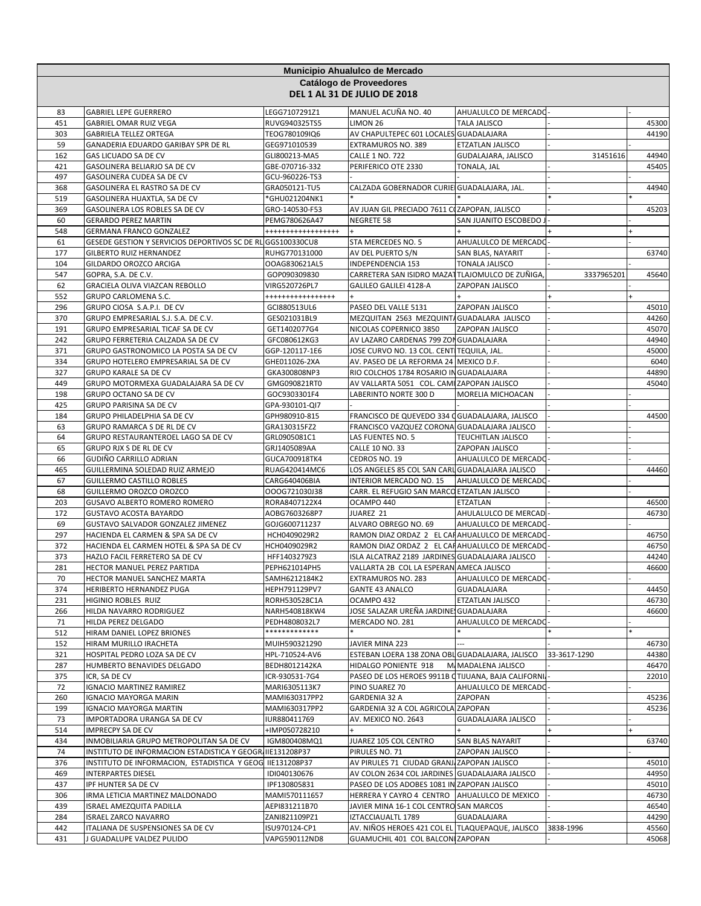# Municipio Ahualulco de Mercado

## Catálogo de Proveedores

### DEL 1 AL 31 DE JULIO DE 2018

| | | | | | | |
|---|---|---|---|---|---|---|
| 83 | GABRIEL LEPE GUERRERO | LEGG7107291Z1 | MANUEL ACUÑA NO. 40 | AHUALULCO DE MERCADO | - | - |
| 451 | GABRIEL OMAR RUIZ VEGA | RUVG940325TS5 | LIMON 26 | TALA JALISCO | - | 45300 |
| 303 | GABRIELA TELLEZ ORTEGA | TEOG780109IQ6 | AV CHAPULTEPEC 601 LOCALES | GUADALAJARA | - | 44190 |
| 59 | GANADERIA EDUARDO GARIBAY SPR DE RL | GEG971010539 | EXTRAMUROS NO. 389 | ETZATLAN JALISCO | - | - |
| 162 | GAS LICUADO SA DE CV | GLI800213-MA5 | CALLE 1 NO. 722 | GUDALAJARA, JALISCO | 31451616 | 44940 |
| 421 | GASOLINERA BELIARJO SA DE CV | GBE-070716-332 | PERIFERICO OTE 2330 | TONALA, JAL | - | 45405 |
| 497 | GASOLINERA CUDEA SA DE CV | GCU-960226-TS3 | - | - | - | - |
| 368 | GASOLINERA EL RASTRO SA DE CV | GRA050121-TU5 | CALZADA GOBERNADOR CURIE | GUADALAJARA, JAL. | - | 44940 |
| 519 | GASOLINERA HUAXTLA, SA DE CV | *GHU021204NK1 | * | * | * | * |
| 369 | GASOLINERA LOS ROBLES SA DE CV | GRO-140530-F53 | AV JUAN GIL PRECIADO 7611 C | ZAPOPAN, JALISCO | - | 45203 |
| 60 | GERARDO PEREZ MARTIN | PEMG780626A47 | NEGRETE 58 | SAN JUANITO ESCOBEDO J | - | - |
| 548 | GERMANA FRANCO GONZALEZ | +++++++++++++++++ | + | + | + | + |
| 61 | GESEDE GESTION Y SERVICIOS DEPORTIVOS SC DE RL | GGS100330CU8 | STA MERCEDES NO. 5 | AHUALULCO DE MERCADO | - | - |
| 177 | GILBERTO RUIZ HERNANDEZ | RUHG770131000 | AV DEL PUERTO S/N | SAN BLAS, NAYARIT | - | 63740 |
| 104 | GILDARDO OROZCO ARCIGA | OOAG830621AL5 | INDEPENDENCIA 153 | TONALA JALISCO | - | - |
| 547 | GOPRA, S.A. DE C.V. | GOP090309830 | CARRETERA SAN ISIDRO MAZAT | TLAJOMULCO DE ZUÑIGA, | 3337965201 | 45640 |
| 62 | GRACIELA OLIVA VIAZCAN REBOLLO | VIRG520726PL7 | GALILEO GALILEI 4128-A | ZAPOPAN JALISCO | - | - |
| 552 | GRUPO CARLOMENA S.C. | ++++++++++++++++ | + | + | + | + |
| 296 | GRUPO CIOSA S.A.P.I. DE CV | GCI880513UL6 | PASEO DEL VALLE 5131 | ZAPOPAN JALISCO | - | 45010 |
| 370 | GRUPO EMPRESARIAL S.J. S.A. DE C.V. | GES021031BL9 | MEZQUITAN 2563 MEZQUINTA | GUADALARA JALISCO | - | 44260 |
| 191 | GRUPO EMPRESARIAL TICAF SA DE CV | GET1402077G4 | NICOLAS COPERNICO 3850 | ZAPOPAN JALISCO | - | 45070 |
| 242 | GRUPO FERRETERIA CALZADA SA DE CV | GFC080612KG3 | AV LAZARO CARDENAS 799 ZON | GUADALAJARA | - | 44940 |
| 371 | GRUPO GASTRONOMICO LA POSTA SA DE CV | GGP-120117-1E6 | JOSE CURVO NO. 13 COL. CENT | TEQUILA, JAL. | - | 45000 |
| 334 | GRUPO HOTELERO EMPRESARIAL SA DE CV | GHE011026-2XA | AV. PASEO DE LA REFORMA 24 | MEXICO D.F. | - | 6040 |
| 327 | GRUPO KARALE SA DE CV | GKA300808NP3 | RIO COLCHOS 1784 ROSARIO IN | GUADALAJARA | - | 44890 |
| 449 | GRUPO MOTORMEXA GUADALAJARA SA DE CV | GMG090821RT0 | AV VALLARTA 5051 COL. CAMI | ZAPOPAN JALISCO | - | 45040 |
| 198 | GRUPO OCTANO SA DE CV | GOC9303301F4 | LABERINTO NORTE 300 D | MORELIA MICHOACAN | - | - |
| 425 | GRUPO PARISINA SA DE CV | GPA-930101-QI7 | - | - | - | - |
| 184 | GRUPO PHILADELPHIA SA DE CV | GPH980910-815 | FRANCISCO DE QUEVEDO 334 C | GUADALAJARA, JALISCO | - | 44500 |
| 63 | GRUPO RAMARCA S DE RL DE CV | GRA130315FZ2 | FRANCISCO VAZQUEZ CORONA | GUADALAJARA JALISCO | - | - |
| 64 | GRUPO RESTAURANTEROEL LAGO SA DE CV | GRL0905081C1 | LAS FUENTES NO. 5 | TEUCHITLAN JALISCO | - | - |
| 65 | GRUPO RJX S DE RL DE CV | GRJ1405089AA | CALLE 10 NO. 33 | ZAPOPAN JALISCO | - | - |
| 66 | GUDIÑO CARRILLO ADRIAN | GUCA700918TK4 | CEDROS NO. 19 | AHUALULCO DE MERCADO | - | - |
| 465 | GUILLERMINA SOLEDAD RUIZ ARMEJO | RUAG420414MC6 | LOS ANGELES 85 COL SAN CARL | GUADALAJARA JALISCO | - | 44460 |
| 67 | GUILLERMO CASTILLO ROBLES | CARG640406BIA | INTERIOR MERCADO NO. 15 | AHUALULCO DE MERCADO | - | - |
| 68 | GUILLERMO OROZCO OROZCO | OOOG721030J38 | CARR. EL REFUGIO SAN MARCO | ETZATLAN JALISCO | - | - |
| 203 | GUSAVO ALBERTO ROMERO ROMERO | RORA8407122X4 | OCAMPO 440 | ETZATLAN | - | 46500 |
| 172 | GUSTAVO ACOSTA BAYARDO | AOBG7603268P7 | JUAREZ 21 | AHULALULCO DE MERCAD | - | 46730 |
| 69 | GUSTAVO SALVADOR GONZALEZ JIMENEZ | GOJG600711237 | ALVARO OBREGO NO. 69 | AHUALULCO DE MERCADO | - | - |
| 297 | HACIENDA EL CARMEN & SPA SA DE CV | HCH0409029R2 | RAMON DIAZ ORDAZ 2 EL CAR | AHUALULCO DE MERCADO | - | 46750 |
| 372 | HACIENDA EL CARMEN HOTEL & SPA SA DE CV | HCH0409029R2 | RAMON DIAZ ORDAZ 2 EL CAR | AHUALULCO DE MERCADO | - | 46750 |
| 373 | HAZLO FACIL FERRETERO SA DE CV | HFF1403279Z3 | ISLA ALCATRAZ 2189 JARDINES | GUADALAJARA JALISCO | - | 44240 |
| 281 | HECTOR MANUEL PEREZ PARTIDA | PEPH621014PH5 | VALLARTA 2B COL LA ESPERAN | AMECA JALISCO | - | 46600 |
| 70 | HECTOR MANUEL SANCHEZ MARTA | SAMH6212184K2 | EXTRAMUROS NO. 283 | AHUALULCO DE MERCADO | - | - |
| 374 | HERIBERTO HERNANDEZ PUGA | HEPH791129PV7 | GANTE 43 ANALCO | GUADALAJARA | - | 44450 |
| 231 | HIGINIO ROBLES RUIZ | RORH530528C1A | OCAMPO 432 | ETZATLAN JALISCO | - | 46730 |
| 266 | HILDA NAVARRO RODRIGUEZ | NARH540818KW4 | JOSE SALAZAR UREÑA JARDINE | GUADALAJARA | - | 46600 |
| 71 | HILDA PEREZ DELGADO | PEDH4808032L7 | MERCADO NO. 281 | AHUALULCO DE MERCADO | - | - |
| 512 | HIRAM DANIEL LOPEZ BRIONES | ************* | * | * | * | * |
| 152 | HIRAM MURILLO IRACHETA | MUIH590321290 | JAVIER MINA 223 | --- | - | 46730 |
| 321 | HOSPITAL PEDRO LOZA SA DE CV | HPL-710524-AV6 | ESTEBAN LOERA 138 ZONA OBL | GUADALAJARA, JALISCO | 33-3617-1290 | 44380 |
| 287 | HUMBERTO BENAVIDES DELGADO | BEDH8012142KA | HIDALGO PONIENTE 918 M | MAGDALENA JALISCO | - | 46470 |
| 375 | ICR, SA DE CV | ICR-930531-7G4 | PASEO DE LOS HEROES 9911B C | TIJUANA, BAJA CALIFORNI | - | 22010 |
| 72 | IGNACIO MARTINEZ RAMIREZ | MARI6305113K7 | PINO SUAREZ 70 | AHUALULCO DE MERCADO | - | - |
| 260 | IGNACIO MAYORGA MARIN | MAMI630317PP2 | GARDENIA 32 A | ZAPOPAN | - | 45236 |
| 199 | IGNACIO MAYORGA MARTIN | MAMI630317PP2 | GARDENIA 32 A COL AGRICOLA | ZAPOPAN | - | 45236 |
| 73 | IMPORTADORA URANGA SA DE CV | IUR880411769 | AV. MEXICO NO. 2643 | GUADALAJARA JALISCO | - | - |
| 514 | IMPRECPY SA DE CV | +IMP050728210 | + | + | + | + |
| 434 | INMOBILIARIA GRUPO METROPOLITAN SA DE CV | IGM800408MQ1 | JUAREZ 105 COL CENTRO | SAN BLAS NAYARIT | - | 63740 |
| 74 | INSTITUTO DE INFORMACION ESTADISTICA Y GEOGR | IIE131208P37 | PIRULES NO. 71 | ZAPOPAN JALISCO | - | - |
| 376 | INSTITUTO DE INFORMACION, ESTADISTICA Y GEOG | IIE131208P37 | AV PIRULES 71 CIUDAD GRANJ | ZAPOPAN JALISCO | - | 45010 |
| 469 | INTERPARTES DIESEL | IDI040130676 | AV COLON 2634 COL JARDINES | GUADALAJARA JALISCO | - | 44950 |
| 437 | IPF HUNTER SA DE CV | IPF130805831 | PASEO DE LOS ADOBES 1081 IN | ZAPOPAN JALISCO | - | 45010 |
| 306 | IRMA LETICIA MARTINEZ MALDONADO | MAMI570111657 | HERRERA Y CAYRO 4 CENTRO | AHUALULCO DE MEXICO | - | 46730 |
| 439 | ISRAEL AMEZQUITA PADILLA | AEPI831211B70 | JAVIER MINA 16-1 COL CENTRO | SAN MARCOS | - | 46540 |
| 284 | ISRAEL ZARCO NAVARRO | ZANI821109PZ1 | IZTACCIAUALTL 1789 | GUADALAJARA | - | 44290 |
| 442 | ITALIANA DE SUSPENSIONES SA DE CV | ISU970124-CP1 | AV. NIÑOS HEROES 421 COL EL | TLAQUEPAQUE, JALISCO | 3838-1996 | 45560 |
| 431 | J GUADALUPE VALDEZ PULIDO | VAPG590112ND8 | GUAMUCHIL 401 COL BALCON | ZAPOPAN | - | 45068 |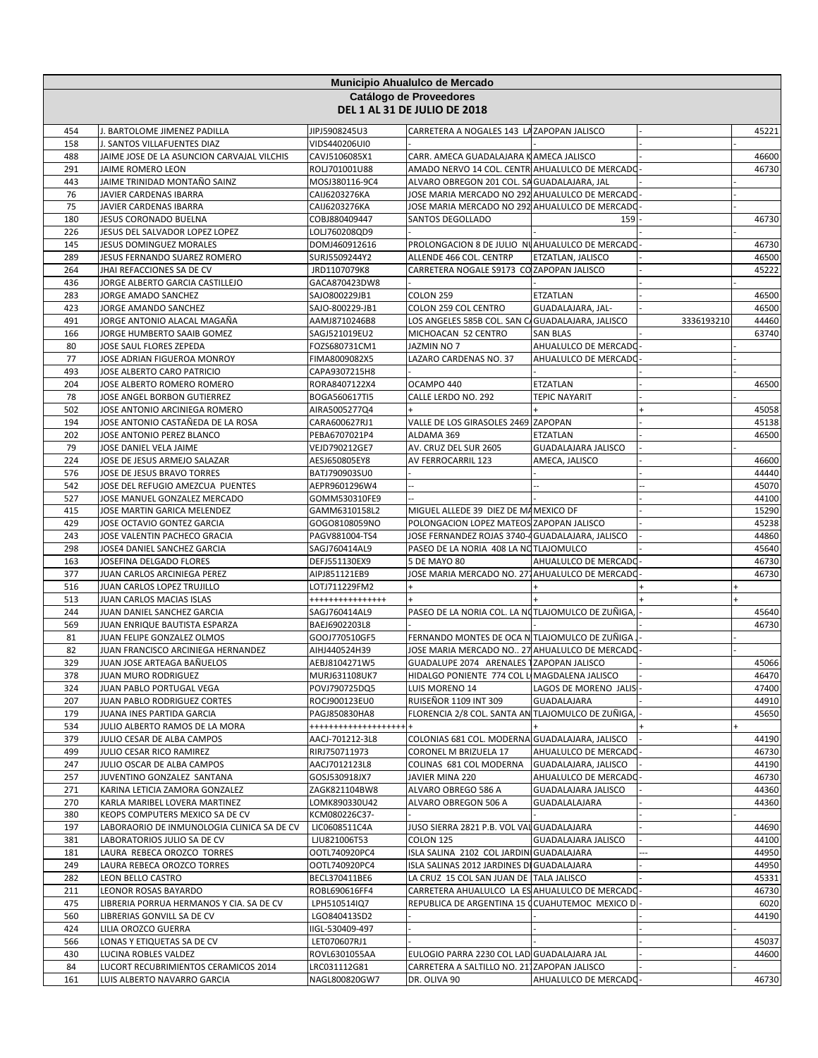# Municipio Ahualulco de Mercado

## Catálogo de Proveedores

### DEL 1 AL 31 DE JULIO DE 2018

| | | | | | | |
|---|---|---|---|---|---|---|
| 454 | J. BARTOLOME JIMENEZ PADILLA | JIPJ5908245U3 | CARRETERA A NOGALES 143 LA | ZAPOPAN JALISCO | - | 45221 |
| 158 | J. SANTOS VILLAFUENTES DIAZ | VIDS440206UI0 | - | - | - | - |
| 488 | JAIME JOSE DE LA ASUNCION CARVAJAL VILCHIS | CAVJ5106085X1 | CARR. AMECA GUADALAJARA K | AMECA JALISCO | - | 46600 |
| 291 | JAIME ROMERO LEON | ROLJ701001U88 | AMADO NERVO 14 COL. CENTR | AHUALULCO DE MERCADO | - | 46730 |
| 443 | JAIME TRINIDAD MONTAÑO SAINZ | MOSJ380116-9C4 | ALVARO OBREGON 201 COL. SA | GUADALAJARA, JAL | - | |
| 76 | JAVIER CARDENAS IBARRA | CAIJ6203276KA | JOSE MARIA MERCADO NO 292 | AHUALULCO DE MERCADO | - | - |
| 75 | JAVIER CARDENAS IBARRA | CAIJ6203276KA | JOSE MARIA MERCADO NO 292 | AHUALULCO DE MERCADO | - | - |
| 180 | JESUS CORONADO BUELNA | COBJ880409447 | SANTOS DEGOLLADO | 159 | - | 46730 |
| 226 | JESUS DEL SALVADOR LOPEZ LOPEZ | LOLJ760208QD9 | - | - | - | - |
| 145 | JESUS DOMINGUEZ MORALES | DOMJ460912616 | PROLONGACION 8 DE JULIO NU | AHUALULCO DE MERCADO | - | 46730 |
| 289 | JESUS FERNANDO SUAREZ ROMERO | SURJ5509244Y2 | ALLENDE 466 COL. CENTRP | ETZATLAN, JALISCO | - | 46500 |
| 264 | JHAI REFACCIONES SA DE CV | JRD1107079K8 | CARRETERA NOGALE S9173 CO | ZAPOPAN JALISCO | - | 45222 |
| 436 | JORGE ALBERTO GARCIA CASTILLEJO | GACA870423DW8 | - | - | - | - |
| 283 | JORGE AMADO SANCHEZ | SAJO800229JB1 | COLON 259 | ETZATLAN | - | 46500 |
| 423 | JORGE AMANDO SANCHEZ | SAJO-800229-JB1 | COLON 259 COL CENTRO | GUADALAJARA, JAL- | - | 46500 |
| 491 | JORGE ANTONIO ALACAL MAGAÑA | AAMJ8710246B8 | LOS ANGELES 585B COL. SAN C | GUADALAJARA, JALISCO | 3336193210 | 44460 |
| 166 | JORGE HUMBERTO SAAIB GOMEZ | SAGJ521019EU2 | MICHOACAN 52 CENTRO | SAN BLAS | - | 63740 |
| 80 | JOSE SAUL FLORES ZEPEDA | FOZS680731CM1 | JAZMIN NO 7 | AHUALULCO DE MERCADO | - | - |
| 77 | JOSE ADRIAN FIGUEROA MONROY | FIMA8009082X5 | LAZARO CARDENAS NO. 37 | AHUALULCO DE MERCADO | - | - |
| 493 | JOSE ALBERTO CARO PATRICIO | CAPA9307215H8 | - | - | - | - |
| 204 | JOSE ALBERTO ROMERO ROMERO | RORA8407122X4 | OCAMPO 440 | ETZATLAN | - | 46500 |
| 78 | JOSE ANGEL BORBON GUTIERREZ | BOGA560617TI5 | CALLE LERDO NO. 292 | TEPIC NAYARIT | - | - |
| 502 | JOSE ANTONIO ARCINIEGA ROMERO | AIRA5005277Q4 | + | + | + | 45058 |
| 194 | JOSE ANTONIO CASTAÑEDA DE LA ROSA | CARA600627RJ1 | VALLE DE LOS GIRASOLES 2469 | ZAPOPAN | - | 45138 |
| 202 | JOSE ANTONIO PEREZ BLANCO | PEBA6707021P4 | ALDAMA 369 | ETZATLAN | - | 46500 |
| 79 | JOSE DANIEL VELA JAIME | VEJD790212GE7 | AV. CRUZ DEL SUR 2605 | GUADALAJARA JALISCO | - | - |
| 224 | JOSE DE JESUS ARMEJO SALAZAR | AESJ650805EY8 | AV FERROCARRIL 123 | AMECA, JALISCO | - | 46600 |
| 576 | JOSE DE JESUS BRAVO TORRES | BATJ790903SU0 | - | - | - | 44440 |
| 542 | JOSE DEL REFUGIO AMEZCUA PUENTES | AEPR9601296W4 | -- | -- | -- | 45070 |
| 527 | JOSE MANUEL GONZALEZ MERCADO | GOMM530310FE9 | -- | - | - | 44100 |
| 415 | JOSE MARTIN GARICA MELENDEZ | GAMM6310158L2 | MIGUEL ALLEDE 39 DIEZ DE MA | MEXICO DF | - | 15290 |
| 429 | JOSE OCTAVIO GONTEZ GARCIA | GOGO8108059NO | POLONGACION LOPEZ MATEOS | ZAPOPAN JALISCO | - | 45238 |
| 243 | JOSE VALENTIN PACHECO GRACIA | PAGV881004-TS4 | JOSE FERNANDEZ ROJAS 3740-4 | GUADALAJARA, JALISCO | - | 44860 |
| 298 | JOSE4 DANIEL SANCHEZ GARCIA | SAGJ760414AL9 | PASEO DE LA NORIA 408 LA NO | TLAJOMULCO | - | 45640 |
| 163 | JOSEFINA DELGADO FLORES | DEFJ551130EX9 | 5 DE MAYO 80 | AHUALULCO DE MERCADO | - | 46730 |
| 377 | JUAN CARLOS ARCINIEGA PEREZ | AIPJ851121EB9 | JOSE MARIA MERCADO NO. 27 | AHUALULCO DE MERCADO | - | 46730 |
| 516 | JUAN CARLOS LOPEZ TRUJILLO | LOTJ711229FM2 | + | + | + | + |
| 513 | JUAN CARLOS MACIAS ISLAS | +++++++++++++++ | + | + | + | + |
| 244 | JUAN DANIEL SANCHEZ GARCIA | SAGJ760414AL9 | PASEO DE LA NORIA COL. LA NO | TLAJOMULCO DE ZUÑIGA, | - | 45640 |
| 569 | JUAN ENRIQUE BAUTISTA ESPARZA | BAEJ6902203L8 | - | - | - | 46730 |
| 81 | JUAN FELIPE GONZALEZ OLMOS | GOOJ770510GF5 | FERNANDO MONTES DE OCA N | TLAJOMULCO DE ZUÑIGA . | - | - |
| 82 | JUAN FRANCISCO ARCINIEGA HERNANDEZ | AIHJ440524H39 | JOSE MARIA MERCADO NO.. 27 | AHUALULCO DE MERCADO | - | - |
| 329 | JUAN JOSE ARTEAGA BAÑUELOS | AEBJ8104271W5 | GUADALUPE 2074 ARENALES T | ZAPOPAN JALISCO | - | 45066 |
| 378 | JUAN MURO RODRIGUEZ | MURJ631108UK7 | HIDALGO PONIENTE 774 COL L | MAGDALENA JALISCO | - | 46470 |
| 324 | JUAN PABLO PORTUGAL VEGA | POVJ790725DQ5 | LUIS MORENO 14 | LAGOS DE MORENO JALIS | - | 47400 |
| 207 | JUAN PABLO RODRIGUEZ CORTES | ROCJ900123EU0 | RUISEÑOR 1109 INT 309 | GUADALAJARA | - | 44910 |
| 179 | JUANA INES PARTIDA GARCIA | PAGJ850830HA8 | FLORENCIA 2/8 COL. SANTA AN | TLAJOMULCO DE ZUÑIGA, | - | 45650 |
| 534 | JULIO ALBERTO RAMOS DE LA MORA | +++++++++++++++++++ | + | + | + | + |
| 379 | JULIO CESAR DE ALBA CAMPOS | AACJ-701212-3L8 | COLONIAS 681 COL. MODERNA | GUADALAJARA, JALISCO | - | 44190 |
| 499 | JULIO CESAR RICO RAMIREZ | RIRJ750711973 | CORONEL M BRIZUELA 17 | AHUALULCO DE MERCADO | - | 46730 |
| 247 | JULIO OSCAR DE ALBA CAMPOS | AACJ7012123L8 | COLINAS 681 COL MODERNA | GUADALAJARA, JALISCO | - | 44190 |
| 257 | JUVENTINO GONZALEZ SANTANA | GOSJ530918JX7 | JAVIER MINA 220 | AHUALULCO DE MERCADO | - | 46730 |
| 271 | KARINA LETICIA ZAMORA GONZALEZ | ZAGK821104BW8 | ALVARO OBREGO 586 A | GUADALAJARA JALISCO | - | 44360 |
| 270 | KARLA MARIBEL LOVERA MARTINEZ | LOMK890330U42 | ALVARO OBREGON 506 A | GUADALALAJARA | - | 44360 |
| 380 | KEOPS COMPUTERS MEXICO SA DE CV | KCM080226C37- | - | - | - | - |
| 197 | LABORAORIO DE INMUNOLOGIA CLINICA SA DE CV | LIC0608511C4A | JUSO SIERRA 2821 P.B. VOL VAL | GUADALAJARA | - | 44690 |
| 381 | LABORATORIOS JULIO SA DE CV | LJU821006T53 | COLON 125 | GUADALAJARA JALISCO | - | 44100 |
| 181 | LAURA REBECA OROZCO TORRES | OOTL740920PC4 | ISLA SALINA 2102 COL JARDIN | GUADALAJARA | --- | 44950 |
| 249 | LAURA REBECA OROZCO TORRES | OOTL740920PC4 | ISLA SALINAS 2012 JARDINES D | GUADALAJARA | - | 44950 |
| 282 | LEON BELLO CASTRO | BECL370411BE6 | LA CRUZ 15 COL SAN JUAN DE | TALA JALISCO | - | 45331 |
| 211 | LEONOR ROSAS BAYARDO | ROBL690616FF4 | CARRETERA AHUALULCO LA ES | AHUALULCO DE MERCADO | - | 46730 |
| 475 | LIBRERIA PORRUA HERMANOS Y CIA. SA DE CV | LPH510514IQ7 | REPUBLICA DE ARGENTINA 15 C | CUAHUTEMOC MEXICO D | - | 6020 |
| 560 | LIBRERIAS GONVILL SA DE CV | LGO840413SD2 | - | - | - | 44190 |
| 424 | LILIA OROZCO GUERRA | IIGL-530409-497 | - | - | - | - |
| 566 | LONAS Y ETIQUETAS SA DE CV | LET070607RJ1 | - | - | - | 45037 |
| 430 | LUCINA ROBLES VALDEZ | ROVL6301055AA | EULOGIO PARRA 2230 COL LAD | GUADALAJARA JAL | - | 44600 |
| 84 | LUCORT RECUBRIMIENTOS CERAMICOS 2014 | LRC031112G81 | CARRETERA A SALTILLO NO. 21 | ZAPOPAN JALISCO | - | - |
| 161 | LUIS ALBERTO NAVARRO GARCIA | NAGL800820GW7 | DR. OLIVA 90 | AHUALULCO DE MERCADO | - | 46730 |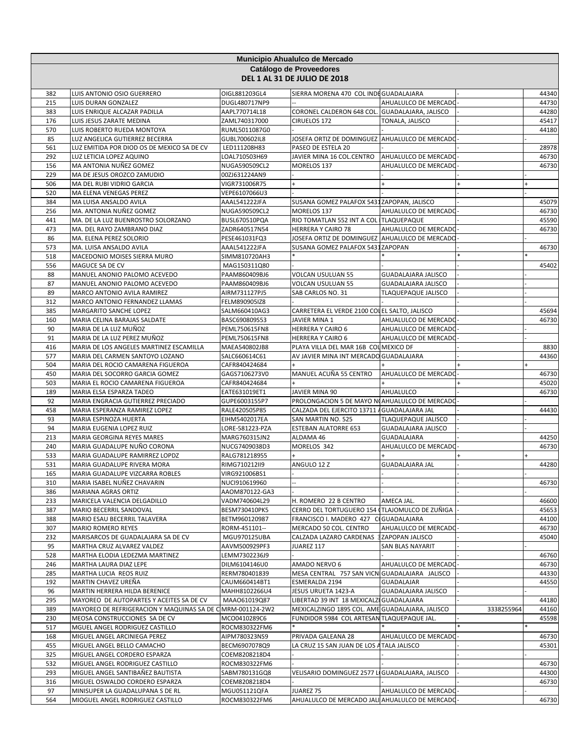| Municipio Ahualulco de Mercado | | | | | | | |
|---|---|---|---|---|---|---|---|
| Catálogo de Proveedores | | | | | | | |
| DEL 1 AL 31 DE JULIO DE 2018 | | | | | | | |
| 382 | LUIS ANTONIO OSIO GUERRERO | OIGL881203GL4 | SIERRA MORENA 470 COL INDE | GUADALAJARA | - | | 44340 |
| 215 | LUIS DURAN GONZALEZ | DUGL480717NP9 | -- | AHUALULCO DE MERCADO | - | | 44730 |
| 383 | LUIS ENRIQUE ALCAZAR PADILLA | AAPL770714L18 | CORONEL CALDERON 648 COL. | GUADALAJARA, JALISCO | - | | 44280 |
| 176 | LUIS JESUS ZARATE MEDINA | ZAML740317000 | CIRUELOS 172 | TONALA, JALISCO | - | | 45417 |
| 570 | LUIS ROBERTO RUEDA MONTOYA | RUML5011087G0 | - | - | - | | 44180 |
| 85 | LUZ ANGELICA GUTIERREZ BECERRA | GUBL700602IL8 | JOSEFA ORTIZ DE DOMINGUEZ | AHUALULCO DE MERCADO | - | | - |
| 561 | LUZ EMITIDA POR DIOD OS DE MEXICO SA DE CV | LED111208H83 | PASEO DE ESTELA 20 | - | - | | 28978 |
| 292 | LUZ LETICIA LOPEZ AQUINO | LOAL710503H69 | JAVIER MINA 16 COL.CENTRO | AHUALULCO DE MERCADO | - | | 46730 |
| 156 | MA ANTONIA NUÑEZ GOMEZ | NUGA590509CL2 | MORELOS 137 | AHUALULCO DE MERCADO | - | | 46730 |
| 229 | MA DE JESUS OROZCO ZAMUDIO | 00ZJ631224AN9 | - | - | - | | - |
| 506 | MA DEL RUBI VIDRIO GARCIA | VIGR731006R75 | + | + | + | | + |
| 520 | MA ELENA VENEGAS PEREZ | VEPE6107066U3 | - | - | - | | - |
| 384 | MA LUISA ANSALDO AVILA | AAAL541222JFA | SUSANA GOMEZ PALAFOX 5431 | ZAPOPAN, JALISCO | - | | 45079 |
| 256 | MA. ANTONIA NUÑEZ GOMEZ | NUGA590509CL2 | MORELOS 137 | AHUALULCO DE MERCADO | - | | 46730 |
| 441 | MA. DE LA LUZ BUENROSTRO SOLORZANO | BUSL670510PQA | RIO TOMATLAN 552 INT A COL | TLAQUEPAQUE | - | | 45590 |
| 473 | MA. DEL RAYO ZAMBRANO DIAZ | ZADR640517N54 | HERRERA Y CAIRO 78 | AHUALULCO DE MERCADO | - | | 46730 |
| 86 | MA. ELENA PEREZ SOLORIO | PESE461031FQ3 | JOSEFA ORTIZ DE DOMINGUEZ | AHUALULCO DE MERCADO | - | | - |
| 573 | MA. LUISA ANSALDO AVILA | AAAL541222JFA | SUSANA GOMEZ PALAFOX 5431 | ZAPOPAN | - | | 46730 |
| 518 | MACEDONIO MOISES SIERRA MURO | SIMM810720AH3 | * | * | * | | * |
| 556 | MAGUCE SA DE CV | MAG150311Q80 | - | - | - | | 45402 |
| 88 | MANUEL ANONIO PALOMO ACEVEDO | PAAM860409BJ6 | VOLCAN USULUAN 55 | GUADALAJARA JALISCO | - | | - |
| 87 | MANUEL ANONIO PALOMO ACEVEDO | PAAM860409BJ6 | VOLCAN USULUAN 55 | GUADALAJARA JALISCO | - | | - |
| 89 | MARCO ANTONIO AVILA RAMIREZ | AIRM731127PJ5 | SAB CARLOS NO. 31 | TLAQUEPAQUE JALISCO | - | | - |
| 312 | MARCO ANTONIO FERNANDEZ LLAMAS | FELM890905IZ8 | - | - | - | | - |
| 385 | MARGARITO SANCHE LOPEZ | SALM660410AG3 | CARRETERA EL VERDE 2100 COL | EL SALTO, JALISCO | - | | 45694 |
| 160 | MARIA CELINA BARAJAS SALDATE | BASC690809S53 | JAVIER MINA 1 | AHUALULCO DE MERCADO | - | | 46730 |
| 90 | MARIA DE LA LUZ MUÑOZ | PEML750615FN8 | HERRERA Y CAIRO 6 | AHUALULCO DE MERCADO | - | | - |
| 91 | MARIA DE LA LUZ PEREZ MUÑOZ | PEML750615FN8 | HERRERA Y CAIRO 6 | AHUALULCO DE MERCADO | - | | - |
| 416 | MARIA DE LOS ANGELES MARTINEZ ESCAMILLA | MAEA540802JB8 | PLAYA VILLA DEL MAR 16B COL | MEXICO DF | - | | 8830 |
| 577 | MARIA DEL CARMEN SANTOYO LOZANO | SALC660614C61 | AV JAVIER MINA INT MERCADO | GUADALAJARA | - | | 44360 |
| 504 | MARIA DEL ROCIO CAMARENA FIGUEROA | CAFR840424684 | + | + | + | | + |
| 450 | MARIA DEL SOCORRO GARCIA GOMEZ | GAGS7106273V0 | MANUEL ACUÑA 55 CENTRO | AHUALULCO DE MERCADO | - | | 46730 |
| 503 | MARIA EL ROCIO CAMARENA FIGUEROA | CAFR840424684 | + | + | + | | 45020 |
| 189 | MARIA ELSA ESPARZA TADEO | EATE631019ET1 | JAVIER MINA 90 | AHUALULCO | - | | 46730 |
| 92 | MARIA ENGRACIA GUTIERREZ PRECIADO | GUPE6003155P7 | PROLONGACION 5 DE MAYO N | AHUALULCO DE MERCADO | - | | - |
| 458 | MARIA ESPERANZA RAMIREZ LOPEZ | RALE420505P85 | CALZADA DEL EJERCITO 13711 A | GUADALAJARA JAL | - | | 44430 |
| 93 | MARIA ESPINOZA HUERTA | EIHM5402017EA | SAN MARTIN NO. 525 | TLAQUEPAQUE JALISCO | - | | - |
| 94 | MARIA EUGENIA LOPEZ RUIZ | LORE-581223-PZA | ESTEBAN ALATORRE 653 | GUADALAJARA JALISCO | - | | - |
| 213 | MARIA GEORGINA REYES MARES | MARG760315JN2 | ALDAMA 46 | GUADALAJARA | - | | 44250 |
| 240 | MARIA GUADALUPE NUÑO CORONA | NUCG7409038D3 | MORELOS 342 | AHUALULCO DE MERCADO | - | | 46730 |
| 533 | MARIA GUADALUPE RAMIRREZ LOPDZ | RALG781218955 | + | + | + | | + |
| 531 | MARIA GUADALUPE RIVERA MORA | RIMG710212II9 | ANGULO 12 Z | GUADALAJARA JAL | - | | 44280 |
| 165 | MARIA GUADALUPE VIZCARRA ROBLES | VIRG921006BS1 | - | - | - | | - |
| 310 | MARIA ISABEL NUÑEZ CHAVARIN | NUCI910619960 | -- | - | - | | 46730 |
| 386 | MARIANA AGRAS ORTIZ | AAOM870122-GA3 | - | - | - | | - |
| 233 | MARICELA VALENCIA DELGADILLO | VADM740604L29 | H. ROMERO 22 B CENTRO | AMECA JAL. | - | | 46600 |
| 387 | MARIO BECERRIL SANDOVAL | BESM730410PK5 | CERRO DEL TORTUGUERO 154 ( | TLAJOMULCO DE ZUÑIGA | - | | 45653 |
| 388 | MARIO ESAU BECERRIL TALAVERA | BETM960120987 | FRANCISCO I. MADERO 427 C | GUADALAJARA | - | | 44100 |
| 307 | MARIO ROMERO REYES | RORM-451101-- | MERCADO 50 COL. CENTRO | AHUALULCO DE MERCADO | - | | 46730 |
| 232 | MARISARCOS DE GUADALAJARA SA DE CV | MGU970125UBA | CALZADA LAZARO CARDENAS 3 | ZAPOPAN JALISCO | - | | 45040 |
| 95 | MARTHA CRUZ ALVAREZ VALDEZ | AAVM500929PF3 | JUAREZ 117 | SAN BLAS NAYARIT | - | | - |
| 528 | MARTHA ELODIA LEDEZMA MARTINEZ | LEMM7302236J9 | - | - | - | | 46760 |
| 246 | MARTHA LAURA DIAZ LEPE | DILM6104146U0 | AMADO NERVO 6 | AHUALULCO DE MERCADO | - | | 46730 |
| 285 | MARTHA LUCIA REOS RUIZ | RERM780401839 | MESA CENTRAL 757 SAN VICN | GUADALAJARA JALISCO | - | | 44330 |
| 192 | MARTIN CHAVEZ UREÑA | CAUM660414BT1 | ESMERALDA 2194 | GUADALAJAR | - | | 44550 |
| 96 | MARTIN HERRERA HILDA BERENICE | MAHH8102266U4 | JESUS URUETA 1423-A | GUADALAJARA JALISCO | - | | - |
| 295 | MAYOREO DE AUTOPARTES Y ACEITES SA DE CV | MAAO61019Q87 | LIBERTAD 39 INT 18 MEXICALZI | GUADALAJARA | - | | 44180 |
| 389 | MAYOREO DE REFRIGERACION Y MAQUINAS SA DE C | MRM-001124-2W2 | MEXICALZINGO 1895 COL. AME | GUADALAJARA, JALISCO | | 3338255964 | 44160 |
| 230 | MEOSA CONSTRUCCIONES SA DE CV | MCO0410289C6 | FUNDIDOR 5984 COL ARTESAN | TLAQUEPAQUE JAL. | - | | 45598 |
| 517 | MGUEL ANGEL RODRIGUEZ CASTILLO | ROCM830322FM6 | * | * | * | | * |
| 168 | MIGUEL ANGEL ARCINIEGA PEREZ | AIPM780323NS9 | PRIVADA GALEANA 28 | AHUALULCO DE MERCADO | - | | 46730 |
| 455 | MIGUEL ANGEL BELLO CAMACHO | BECM6907078Q9 | LA CRUZ 15 SAN JUAN DE LOS A | TALA JALISCO | - | | 45301 |
| 325 | MIGUEL ANGEL CORDERO ESPARZA | COEM8208218D4 | - | - | - | | - |
| 532 | MIGUEL ANGEL RODRIGUEZ CASTILLO | ROCM830322FM6 | - | - | - | | 46730 |
| 293 | MIGUEL ANGEL SANTIBAÑEZ BAUTISTA | SABM780131GQ8 | VELISARIO DOMINGUEZ 2577 L | GUADALAJARA, JALISCO | - | | 44300 |
| 316 | MIGUEL OSWALDO CORDERO ESPARZA | COEM8208218D4 | - | - | - | | 46730 |
| 97 | MINISUPER LA GUADALUPANA S DE RL | MGU051121QFA | JUAREZ 75 | AHUALULCO DE MERCADO | - | | - |
| 564 | MIOGUEL ANGEL RODRIGUEZ CASTILLO | ROCM830322FM6 | AHUALULCO DE MERCADO JALI | AHUALULCO DE MERCADO | - | | 46730 |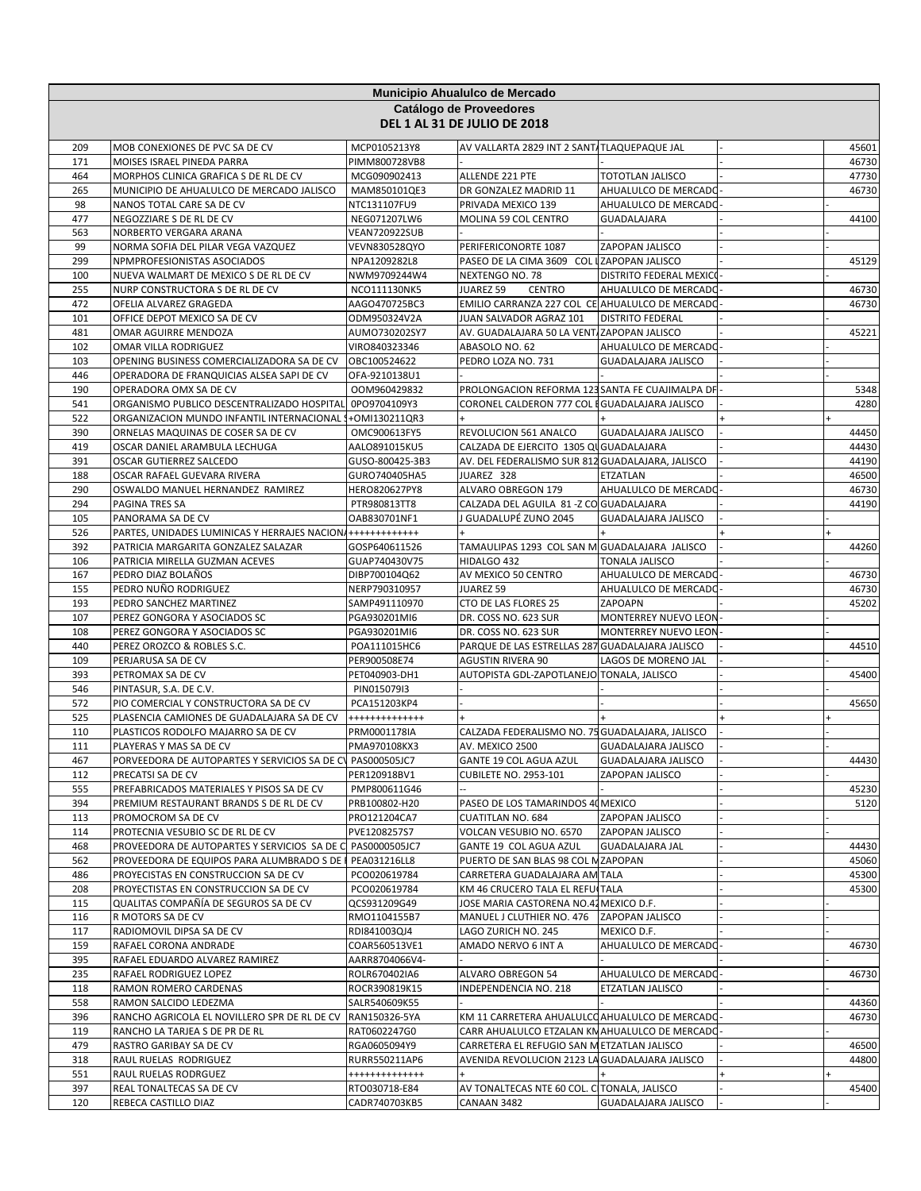| Municipio Ahualulco de Mercado | | | | | | | |
|---|---|---|---|---|---|---|---|
| Catálogo de Proveedores | | | | | | | |
| DEL 1 AL 31 DE JULIO DE 2018 | | | | | | | |
| 209 | MOB CONEXIONES DE PVC SA DE CV | MCP0105213Y8 | AV VALLARTA 2829 INT 2 SANTA | TLAQUEPAQUE JAL | - | | 45601 |
| 171 | MOISES ISRAEL PINEDA PARRA | PIMM800728VB8 | - | - | - | | 46730 |
| 464 | MORPHOS CLINICA GRAFICA S DE RL DE CV | MCG090902413 | ALLENDE 221 PTE | TOTOTLAN JALISCO | - | | 47730 |
| 265 | MUNICIPIO DE AHUALULCO DE MERCADO JALISCO | MAM850101QE3 | DR GONZALEZ MADRID 11 | AHUALULCO DE MERCADO | - | | 46730 |
| 98 | NANOS TOTAL CARE SA DE CV | NTC131107FU9 | PRIVADA MEXICO 139 | AHUALULCO DE MERCADO | - | | - |
| 477 | NEGOZZIARE S DE RL DE CV | NEG071207LW6 | MOLINA 59 COL CENTRO | GUADALAJARA | - | | 44100 |
| 563 | NORBERTO VERGARA ARANA | VEAN720922SUB | - | - | - | | - |
| 99 | NORMA SOFIA DEL PILAR VEGA VAZQUEZ | VEVN830528QYO | PERIFERICONORTE 1087 | ZAPOPAN JALISCO | - | | - |
| 299 | NPMPROFESIONISTAS ASOCIADOS | NPA1209282L8 | PASEO DE LA CIMA 3609 COL L | ZAPOPAN JALISCO | - | | 45129 |
| 100 | NUEVA WALMART DE MEXICO S DE RL DE CV | NWM9709244W4 | NEXTENGO NO. 78 | DISTRITO FEDERAL MEXICO | - | | - |
| 255 | NURP CONSTRUCTORA S DE RL DE CV | NCO111130NK5 | JUAREZ 59 CENTRO | AHUALULCO DE MERCADO | - | | 46730 |
| 472 | OFELIA ALVAREZ GRAGEDA | AAGO470725BC3 | EMILIO CARRANZA 227 COL CE | AHUALULCO DE MERCADO | - | | 46730 |
| 101 | OFFICE DEPOT MEXICO SA DE CV | ODM950324V2A | JUAN SALVADOR AGRAZ 101 | DISTRITO FEDERAL | - | | - |
| 481 | OMAR AGUIRRE MENDOZA | AUMO730202SY7 | AV. GUADALAJARA 50 LA VENTA | ZAPOPAN JALISCO | - | | 45221 |
| 102 | OMAR VILLA RODRIGUEZ | VIRO840323346 | ABASOLO NO. 62 | AHUALULCO DE MERCADO | - | | - |
| 103 | OPENING BUSINESS COMERCIALIZADORA SA DE CV | OBC100524622 | PEDRO LOZA NO. 731 | GUADALAJARA JALISCO | - | | - |
| 446 | OPERADORA DE FRANQUICIAS ALSEA SAPI DE CV | OFA-9210138U1 | - | - | - | | - |
| 190 | OPERADORA OMX SA DE CV | OOM960429832 | PROLONGACION REFORMA 123 | SANTA FE CUAJIMALPA DF | - | | 5348 |
| 541 | ORGANISMO PUBLICO DESCENTRALIZADO HOSPITAL | OPO9704109Y3 | CORONEL CALDERON 777 COL E | GUADALAJARA JALISCO | - | | 4280 |
| 522 | ORGANIZACION MUNDO INFANTIL INTERNACIONAL S | +OMI130211QR3 | + | + | + | | + |
| 390 | ORNELAS MAQUINAS DE COSER SA DE CV | OMC900613FY5 | REVOLUCION 561 ANALCO | GUADALAJARA JALISCO | - | | 44450 |
| 419 | OSCAR DANIEL ARAMBULA LECHUGA | AALO891015KU5 | CALZADA DE EJERCITO 1305 QU | GUADALAJARA | - | | 44430 |
| 391 | OSCAR GUTIERREZ SALCEDO | GUSO-800425-3B3 | AV. DEL FEDERALISMO SUR 812 | GUADALAJARA, JALISCO | - | | 44190 |
| 188 | OSCAR RAFAEL GUEVARA RIVERA | GURO740405HA5 | JUAREZ 328 | ETZATLAN | - | | 46500 |
| 290 | OSWALDO MANUEL HERNANDEZ RAMIREZ | HERO820627PY8 | ALVARO OBREGON 179 | AHUALULCO DE MERCADO | - | | 46730 |
| 294 | PAGINA TRES SA | PTR980813TT8 | CALZADA DEL AGUILA 81 -Z CO | GUADALAJARA | - | | 44190 |
| 105 | PANORAMA SA DE CV | OAB830701NF1 | J GUADALUPÉ ZUNO 2045 | GUADALAJARA JALISCO | - | | - |
| 526 | PARTES, UNIDADES LUMINICAS Y HERRAJES NACIONA | +++++++++++++ | + | + | + | | + |
| 392 | PATRICIA MARGARITA GONZALEZ SALAZAR | GOSP640611526 | TAMAULIPAS 1293 COL SAN M | GUADALAJARA JALISCO | - | | 44260 |
| 106 | PATRICIA MIRELLA GUZMAN ACEVES | GUAP740430V75 | HIDALGO 432 | TONALA JALISCO | - | | - |
| 167 | PEDRO DIAZ BOLAÑOS | DIBP700104Q62 | AV MEXICO 50 CENTRO | AHUALULCO DE MERCADO | - | | 46730 |
| 155 | PEDRO NUÑO RODRIGUEZ | NERP790310957 | JUAREZ 59 | AHUALULCO DE MERCADO | - | | 46730 |
| 193 | PEDRO SANCHEZ MARTINEZ | SAMP491110970 | CTO DE LAS FLORES 25 | ZAPOAPN | - | | 45202 |
| 107 | PEREZ GONGORA Y ASOCIADOS SC | PGA930201MI6 | DR. COSS NO. 623 SUR | MONTERREY NUEVO LEON | - | | - |
| 108 | PEREZ GONGORA Y ASOCIADOS SC | PGA930201MI6 | DR. COSS NO. 623 SUR | MONTERREY NUEVO LEON | - | | - |
| 440 | PEREZ OROZCO & ROBLES S.C. | POA111015HC6 | PARQUE DE LAS ESTRELLAS 287 | GUADALAJARA JALISCO | - | | 44510 |
| 109 | PERJARUSA SA DE CV | PER900508E74 | AGUSTIN RIVERA 90 | LAGOS DE MORENO JAL | - | | - |
| 393 | PETROMAX SA DE CV | PET040903-DH1 | AUTOPISTA GDL-ZAPOTLANEJO | TONALA, JALISCO | - | | 45400 |
| 546 | PINTASUR, S.A. DE C.V. | PIN015079I3 | - | - | - | | - |
| 572 | PIO COMERCIAL Y CONSTRUCTORA SA DE CV | PCA151203KP4 | - | - | - | | 45650 |
| 525 | PLASENCIA CAMIONES DE GUADALAJARA SA DE CV | +++++++++++++ | + | + | + | | + |
| 110 | PLASTICOS RODOLFO MAJARRO SA DE CV | PRM0001178IA | CALZADA FEDERALISMO NO. 75 | GUADALAJARA, JALISCO | - | | - |
| 111 | PLAYERAS Y MAS SA DE CV | PMA970108KX3 | AV. MEXICO 2500 | GUADALAJARA JALISCO | - | | - |
| 467 | PORVEEDORA DE AUTOPARTES Y SERVICIOS SA DE CV | PAS000505JC7 | GANTE 19 COL AGUA AZUL | GUADALAJARA JALISCO | - | | 44430 |
| 112 | PRECATSI SA DE CV | PER120918BV1 | CUBILETE NO. 2953-101 | ZAPOPAN JALISCO | - | | - |
| 555 | PREFABRICADOS MATERIALES Y PISOS SA DE CV | PMP800611G46 | -- | - | - | | 45230 |
| 394 | PREMIUM RESTAURANT BRANDS S DE RL DE CV | PRB100802-H20 | PASEO DE LOS TAMARINDOS 40 | MEXICO | - | | 5120 |
| 113 | PROMOCROM SA DE CV | PRO121204CA7 | CUATITLAN NO. 684 | ZAPOPAN JALISCO | - | | - |
| 114 | PROTECNIA VESUBIO SC DE RL DE CV | PVE1208257S7 | VOLCAN VESUBIO NO. 6570 | ZAPOPAN JALISCO | - | | - |
| 468 | PROVEEDORA DE AUTOPARTES Y SERVICIOS SA DE C | PAS0000505JC7 | GANTE 19 COL AGUA AZUL | GUADALAJARA JAL | - | | 44430 |
| 562 | PROVEEDORA DE EQUIPOS PARA ALUMBRADO S DE | PEA031216LL8 | PUERTO DE SAN BLAS 98 COL M | ZAPOPAN | - | | 45060 |
| 486 | PROYECISTAS EN CONSTRUCCION SA DE CV | PCO020619784 | CARRETERA GUADALAJARA AM | TALA | - | | 45300 |
| 208 | PROYECTISTAS EN CONSTRUCCION SA DE CV | PCO020619784 | KM 46 CRUCERO TALA EL REFU | TALA | - | | 45300 |
| 115 | QUALITAS COMPAÑÍA DE SEGUROS SA DE CV | QCS931209G49 | JOSE MARIA CASTORENA NO.42 | MEXICO D.F. | - | | - |
| 116 | R MOTORS SA DE CV | RMO1104155B7 | MANUEL J CLUTHIER NO. 476 | ZAPOPAN JALISCO | - | | - |
| 117 | RADIOMOVIL DIPSA SA DE CV | RDI841003QJ4 | LAGO ZURICH NO. 245 | MEXICO D.F. | - | | - |
| 159 | RAFAEL CORONA ANDRADE | COAR560513VE1 | AMADO NERVO 6 INT A | AHUALULCO DE MERCADO | - | | 46730 |
| 395 | RAFAEL EDUARDO ALVAREZ RAMIREZ | AARR8704066V4- | - | - | - | | - |
| 235 | RAFAEL RODRIGUEZ LOPEZ | ROLR670402IA6 | ALVARO OBREGON 54 | AHUALULCO DE MERCADO | - | | 46730 |
| 118 | RAMON ROMERO CARDENAS | ROCR390819K15 | INDEPENDENCIA NO. 218 | ETZATLAN JALISCO | - | | - |
| 558 | RAMON SALCIDO LEDEZMA | SALR540609K55 | - | - | - | | 44360 |
| 396 | RANCHO AGRICOLA EL NOVILLERO SPR DE RL DE CV | RAN150326-5YA | KM 11 CARRETERA AHUALULCO | AHUALULCO DE MERCADO | - | | 46730 |
| 119 | RANCHO LA TARJEA S DE PR DE RL | RAT0602247G0 | CARR AHUALULCO ETZALAN KM | AHUALULCO DE MERCADO | - | | - |
| 479 | RASTRO GARIBAY SA DE CV | RGA0605094Y9 | CARRETERA EL REFUGIO SAN M | ETZATLAN JALISCO | - | | 46500 |
| 318 | RAUL RUELAS RODRIGUEZ | RURR550211AP6 | AVENIDA REVOLUCION 2123 LA | GUADALAJARA JALISCO | - | | 44800 |
| 551 | RAUL RUELAS RODRGUEZ | +++++++++++++ | + | + | + | | + |
| 397 | REAL TONALTECAS SA DE CV | RTO030718-E84 | AV TONALTECAS NTE 60 COL. C | TONALA, JALISCO | - | | 45400 |
| 120 | REBECA CASTILLO DIAZ | CADR740703KB5 | CANAAN 3482 | GUADALAJARA JALISCO | - | | - |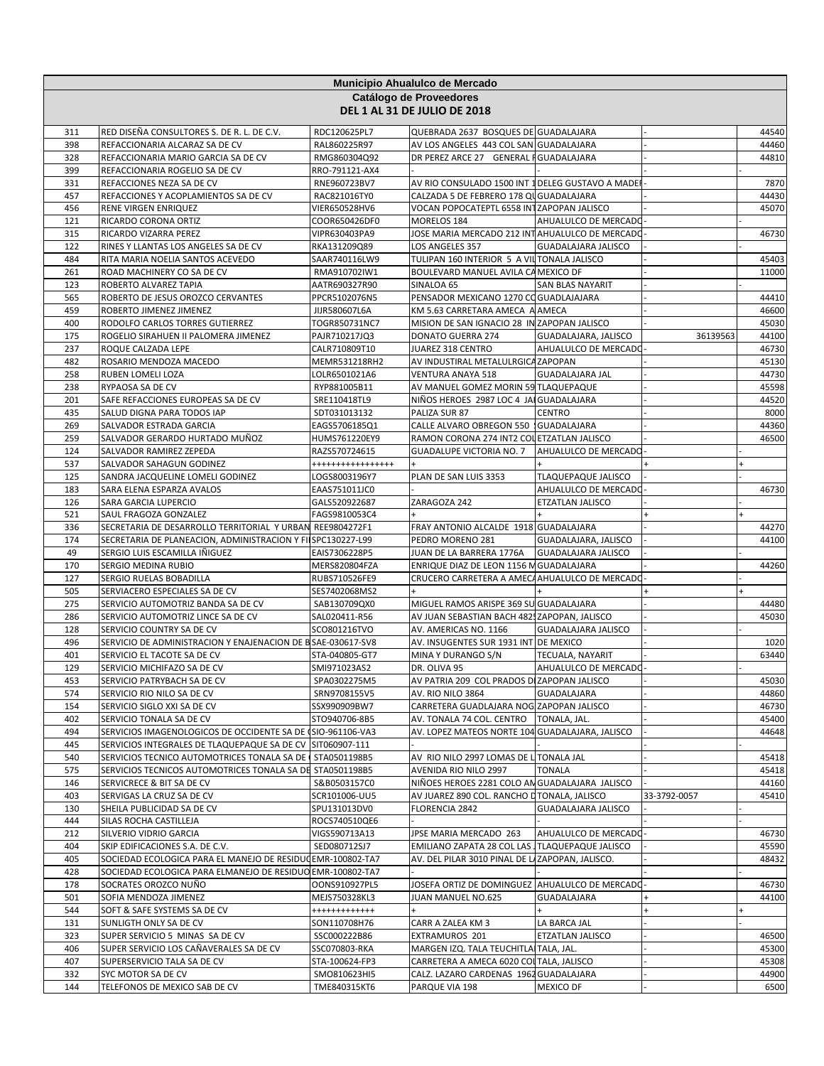| Municipio Ahualulco de Mercado | | | | | | |
|---|---|---|---|---|---|---|
| **Catálogo de Proveedores** | | | | | | |
| **DEL 1 AL 31 DE JULIO DE 2018** | | | | | | |
| 311 | RED DISEÑA CONSULTORES S. DE R. L. DE C.V. | RDC120625PL7 | QUEBRADA 2637 BOSQUES DE | GUADALAJARA | - | 44540 |
| 398 | REFACCIONARIA ALCARAZ SA DE CV | RAL860225R97 | AV LOS ANGELES 443 COL SAN | GUADALAJARA | - | 44460 |
| 328 | REFACCIONARIA MARIO GARCIA SA DE CV | RMG860304Q92 | DR PEREZ ARCE 27 GENERAL R | GUADALAJARA | - | 44810 |
| 399 | REFACCIONARIA ROGELIO SA DE CV | RRO-791121-AX4 | - | - | - | - |
| 331 | REFACCIONES NEZA SA DE CV | RNE960723BV7 | AV RIO CONSULADO 1500 INT 1 | DELEG GUSTAVO A MADER | - | 7870 |
| 457 | REFACCIONES Y ACOPLAMIENTOS SA DE CV | RAC821016TY0 | CALZADA 5 DE FEBRERO 178 QU | GUADALAJARA | - | 44430 |
| 456 | RENE VIRGEN ENRIQUEZ | VIER650528HV6 | VOCAN POPOCATEPTL 6558 INT | ZAPOPAN JALISCO | - | 45070 |
| 121 | RICARDO CORONA ORTIZ | COOR650426DF0 | MORELOS 184 | AHUALULCO DE MERCADO | - | - |
| 315 | RICARDO VIZARRA PEREZ | VIPR630403PA9 | JOSE MARIA MERCADO 212 INT | AHUALULCO DE MERCADO | - | 46730 |
| 122 | RINES Y LLANTAS LOS ANGELES SA DE CV | RKA131209Q89 | LOS ANGELES 357 | GUADALAJARA JALISCO | - | - |
| 484 | RITA MARIA NOELIA SANTOS ACEVEDO | SAAR740116LW9 | TULIPAN 160 INTERIOR 5 A VIL | TONALA JALISCO | - | 45403 |
| 261 | ROAD MACHINERY CO SA DE CV | RMA910702IW1 | BOULEVARD MANUEL AVILA CA | MEXICO DF | - | 11000 |
| 123 | ROBERTO ALVAREZ TAPIA | AATR690327R90 | SINALOA 65 | SAN BLAS NAYARIT | - | - |
| 565 | ROBERTO DE JESUS OROZCO CERVANTES | PPCR5102076N5 | PENSADOR MEXICANO 1270 CO | GUADLAJAJARA | - | 44410 |
| 459 | ROBERTO JIMENEZ JIMENEZ | JIJR580607L6A | KM 5.63 CARRETARA AMECA A | AMECA | - | 46600 |
| 400 | RODOLFO CARLOS TORRES GUTIERREZ | TOGR850731NC7 | MISION DE SAN IGNACIO 28 IN | ZAPOPAN JALISCO | - | 45030 |
| 175 | ROGELIO SIRAHUEN II PALOMERA JIMENEZ | PAJR710217JQ3 | DONATO GUERRA 274 | GUADALAJARA, JALISCO | 36139563 | 44100 |
| 237 | ROQUE CALZADA LEPE | CALR710809T10 | JUAREZ 318 CENTRO | AHUALULCO DE MERCADO | - | 46730 |
| 482 | ROSARIO MENDOZA MACEDO | MEMR531218RH2 | AV INDUSTIRAL METALULRGICA | ZAPOPAN | - | 45130 |
| 258 | RUBEN LOMELI LOZA | LOLR6501021A6 | VENTURA ANAYA 518 | GUADALAJARA JAL | - | 44730 |
| 238 | RYPAOSA SA DE CV | RYP881005B11 | AV MANUEL GOMEZ MORIN 59 | TLAQUEPAQUE | - | 45598 |
| 201 | SAFE REFACCIONES EUROPEAS SA DE CV | SRE110418TL9 | NIÑOS HEROES 2987 LOC 4 JA | GUADALAJARA | - | 44520 |
| 435 | SALUD DIGNA PARA TODOS IAP | SDT031013132 | PALIZA SUR 87 | CENTRO | - | 8000 |
| 269 | SALVADOR ESTRADA GARCIA | EAGS5706185Q1 | CALLE ALVARO OBREGON 550 | GUADALAJARA | - | 44360 |
| 259 | SALVADOR GERARDO HURTADO MUÑOZ | HUMS761220EY9 | RAMON CORONA 274 INT2 COL | ETZATLAN JALISCO | - | 46500 |
| 124 | SALVADOR RAMIREZ ZEPEDA | RAZS570724615 | GUADALUPE VICTORIA NO. 7 | AHUALULCO DE MERCADO | - | - |
| 537 | SALVADOR SAHAGUN GODINEZ | ++++++++++++++++ | + | + | + | + |
| 125 | SANDRA JACQUELINE LOMELI GODINEZ | LOGS8003196Y7 | PLAN DE SAN LUIS 3353 | TLAQUEPAQUE JALISCO | - | - |
| 183 | SARA ELENA ESPARZA AVALOS | EAAS751011JC0 | - | AHUALULCO DE MERCADO | - | 46730 |
| 126 | SARA GARCIA LUPERCIO | GALS520922687 | ZARAGOZA 242 | ETZATLAN JALISCO | - | - |
| 521 | SAUL FRAGOZA GONZALEZ | FAGS9810053C4 | + | + | + | + |
| 336 | SECRETARIA DE DESARROLLO TERRITORIAL Y URBAN | REE9804272F1 | FRAY ANTONIO ALCALDE 1918 | GUADALAJARA | - | 44270 |
| 174 | SECRETARIA DE PLANEACION, ADMINISTRACION Y FI | SPC130227-L99 | PEDRO MORENO 281 | GUADALAJARA, JALISCO | - | 44100 |
| 49 | SERGIO LUIS ESCAMILLA IÑIGUEZ | EAIS7306228P5 | JUAN DE LA BARRERA 1776A | GUADALAJARA JALISCO | - | - |
| 170 | SERGIO MEDINA RUBIO | MERS820804FZA | ENRIQUE DIAZ DE LEON 1156 M | GUADALAJARA | - | 44260 |
| 127 | SERGIO RUELAS BOBADILLA | RUBS710526FE9 | CRUCERO CARRETERA A AMECA | AHUALULCO DE MERCADO | - | - |
| 505 | SERVIACERO ESPECIALES SA DE CV | SES7402068MS2 | + | + | + | + |
| 275 | SERVICIO AUTOMOTRIZ BANDA SA DE CV | SAB130709QX0 | MIGUEL RAMOS ARISPE 369 SU | GUADALAJARA | - | 44480 |
| 286 | SERVICIO AUTOMOTRIZ LINCE SA DE CV | SAL020411-R56 | AV JUAN SEBASTIAN BACH 482 | ZAPOPAN, JALISCO | - | 45030 |
| 128 | SERVICIO COUNTRY SA DE CV | SCO801216TVO | AV. AMERICAS NO. 1166 | GUADALAJARA JALISCO | - | - |
| 496 | SERVICIO DE ADMINISTRACION Y ENAJENACION DE B | SAE-030617-SV8 | AV. INSUGENTES SUR 1931 INT | DE MEXICO | - | 1020 |
| 401 | SERVICIO EL TACOTE SA DE CV | STA-040805-GT7 | MINA Y DURANGO S/N | TECUALA, NAYARIT | - | 63440 |
| 129 | SERVICIO MICHIFAZO SA DE CV | SMI971023AS2 | DR. OLIVA 95 | AHUALULCO DE MERCADO | - | - |
| 453 | SERVICIO PATRYBACH SA DE CV | SPA0302275M5 | AV PATRIA 209 COL PRADOS DE | ZAPOPAN JALISCO | - | 45030 |
| 574 | SERVICIO RIO NILO SA DE CV | SRN9708155V5 | AV. RIO NILO 3864 | GUADALAJARA | - | 44860 |
| 154 | SERVICIO SIGLO XXI SA DE CV | SSX990909BW7 | CARRETERA GUADLAJARA NOG | ZAPOPAN JALISCO | - | 46730 |
| 402 | SERVICIO TONALA SA DE CV | STO940706-8B5 | AV. TONALA 74 COL. CENTRO | TONALA, JAL. | - | 45400 |
| 494 | SERVICIOS IMAGENOLOGICOS DE OCCIDENTE SA DE C | SIO-961106-VA3 | AV. LOPEZ MATEOS NORTE 104 | GUADALAJARA, JALISCO | - | 44648 |
| 445 | SERVICIOS INTEGRALES DE TLAQUEPAQUE SA DE CV | SIT060907-111 | - | - | - | - |
| 540 | SERVICIOS TECNICO AUTOMOTRICES TONALA SA DE | STA0501198B5 | AV RIO NILO 2997 LOMAS DE L | TONALA JAL | - | 45418 |
| 575 | SERVICIOS TECNICOS AUTOMOTRICES TONALA SA DE | STA0501198B5 | AVENIDA RIO NILO 2997 | TONALA | - | 45418 |
| 146 | SERVICRECE & BIT SA DE CV | S&B0503157C0 | NIÑOES HEROES 2281 COLO AM | GUADALAJARA JALISCO | - | 44160 |
| 403 | SERVIGAS LA CRUZ SA DE CV | SCR101006-UU5 | AV JUAREZ 890 COL. RANCHO D | TONALA, JALISCO | 33-3792-0057 | 45410 |
| 130 | SHEILA PUBLICIDAD SA DE CV | SPU131013DV0 | FLORENCIA 2842 | GUADALAJARA JALISCO | - | - |
| 444 | SILAS ROCHA CASTILLEJA | ROCS740510QE6 | - | - | - | - |
| 212 | SILVERIO VIDRIO GARCIA | VIGS590713A13 | JPSE MARIA MERCADO 263 | AHUALULCO DE MERCADO | - | 46730 |
| 404 | SKIP EDIFICACIONES S.A. DE C.V. | SED080712SJ7 | EMILIANO ZAPATA 28 COL LAS | TLAQUEPAQUE JALISCO | - | 45590 |
| 405 | SOCIEDAD ECOLOGICA PARA EL MANEJO DE RESIDUO | EMR-100802-TA7 | AV. DEL PILAR 3010 PINAL DE LA | ZAPOPAN, JALISCO. | - | 48432 |
| 428 | SOCIEDAD ECOLOGICA PARA ELMANEJO DE RESIDUO | EMR-100802-TA7 | - | - | - | - |
| 178 | SOCRATES OROZCO NUÑO | OONS910927PL5 | JOSEFA ORTIZ DE DOMINGUEZ | AHUALULCO DE MERCADO | - | 46730 |
| 501 | SOFIA MENDOZA JIMENEZ | MEJS750328KL3 | JUAN MANUEL NO.625 | GUADALAJARA | + | 44100 |
| 544 | SOFT & SAFE SYSTEMS SA DE CV | +++++++++++++ | + | + | + | + |
| 131 | SUNLIGTH ONLY SA DE CV | SON110708H76 | CARR A ZALEA KM 3 | LA BARCA JAL | - | - |
| 323 | SUPER SERVICIO 5 MINAS SA DE CV | SSC000222B86 | EXTRAMUROS 201 | ETZATLAN JALISCO | - | 46500 |
| 406 | SUPER SERVICIO LOS CAÑAVERALES SA DE CV | SSC070803-RKA | MARGEN IZQ. TALA TEUCHITLA | TALA, JAL. | - | 45300 |
| 407 | SUPERSERVICIO TALA SA DE CV | STA-100624-FP3 | CARRETERA A AMECA 6020 COL | TALA, JALISCO | - | 45308 |
| 332 | SYC MOTOR SA DE CV | SMO810623HI5 | CALZ. LAZARO CARDENAS 1962 | GUADALAJARA | - | 44900 |
| 144 | TELEFONOS DE MEXICO SAB DE CV | TME840315KT6 | PARQUE VIA 198 | MEXICO DF | - | 6500 |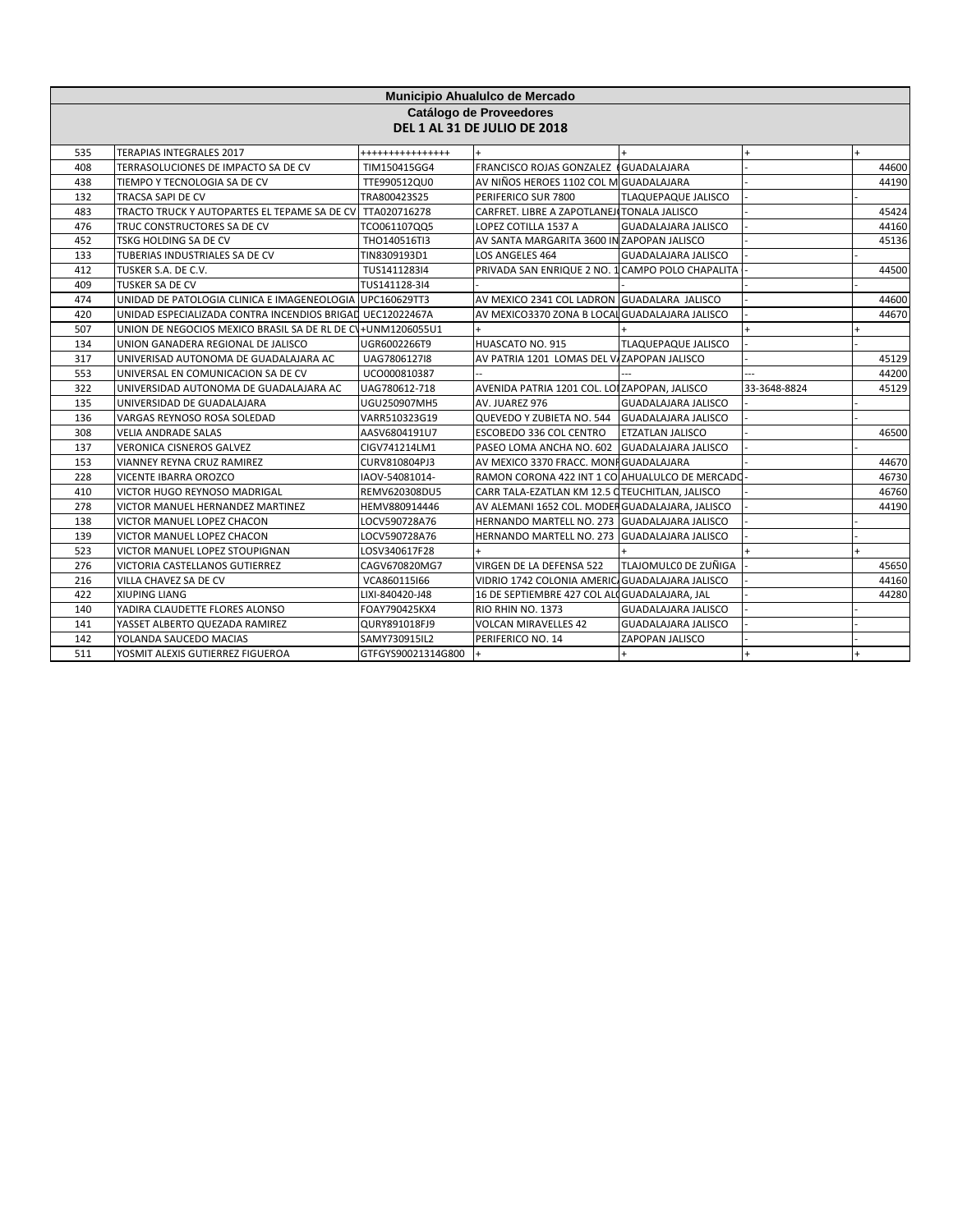| Municipio Ahualulco de Mercado | | | | | | |
|---|---|---|---|---|---|---|
| Catálogo de Proveedores | | | | | | |
| DEL 1 AL 31 DE JULIO DE 2018 | | | | | | |
| 535 | TERAPIAS INTEGRALES 2017 | +++++++++++++++ | + | + | + | + |
| 408 | TERRASOLUCIONES DE IMPACTO SA DE CV | TIM150415GG4 | FRANCISCO ROJAS GONZALEZ | GUADALAJARA | - | 44600 |
| 438 | TIEMPO Y TECNOLOGIA SA DE CV | TTE990512QU0 | AV NIÑOS HEROES 1102 COL M | GUADALAJARA | - | 44190 |
| 132 | TRACSA SAPI DE CV | TRA800423S25 | PERIFERICO SUR 7800 | TLAQUEPAQUE JALISCO | - | - |
| 483 | TRACTO TRUCK Y AUTOPARTES EL TEPAME SA DE CV | TTA020716278 | CARFRET. LIBRE A ZAPOTLANEJ | TONALA JALISCO | - | 45424 |
| 476 | TRUC CONSTRUCTORES SA DE CV | TCO061107QQ5 | LOPEZ COTILLA 1537 A | GUADALAJARA JALISCO | - | 44160 |
| 452 | TSKG HOLDING SA DE CV | THO140516TI3 | AV SANTA MARGARITA 3600 IN | ZAPOPAN JALISCO | - | 45136 |
| 133 | TUBERIAS INDUSTRIALES SA DE CV | TIN8309193D1 | LOS ANGELES 464 | GUADALAJARA JALISCO | - | - |
| 412 | TUSKER S.A. DE C.V. | TUS1411283I4 | PRIVADA SAN ENRIQUE 2 NO. 1 | CAMPO POLO CHAPALITA | - | 44500 |
| 409 | TUSKER SA DE CV | TUS141128-3I4 | - | - | - | - |
| 474 | UNIDAD DE PATOLOGIA CLINICA E IMAGENEOLOGIA | UPC160629TT3 | AV MEXICO 2341 COL LADRON | GUADALARA JALISCO | - | 44600 |
| 420 | UNIDAD ESPECIALIZADA CONTRA INCENDIOS BRIGAD | UEC12022467A | AV MEXICO3370 ZONA B LOCAL | GUADALAJARA JALISCO | - | 44670 |
| 507 | UNION DE NEGOCIOS MEXICO BRASIL SA DE RL DE C\ | +UNM1206055U1 | + | + | + | + |
| 134 | UNION GANADERA REGIONAL DE JALISCO | UGR6002266T9 | HUASCATO NO. 915 | TLAQUEPAQUE JALISCO | - | - |
| 317 | UNIVERISAD AUTONOMA DE GUADALAJARA AC | UAG7806127I8 | AV PATRIA 1201 LOMAS DEL V | ZAPOPAN JALISCO | - | 45129 |
| 553 | UNIVERSAL EN COMUNICACION SA DE CV | UCO000810387 | -- | --- | --- | 44200 |
| 322 | UNIVERSIDAD AUTONOMA DE GUADALAJARA AC | UAG780612-718 | AVENIDA PATRIA 1201 COL. LO | ZAPOPAN, JALISCO | 33-3648-8824 | 45129 |
| 135 | UNIVERSIDAD DE GUADALAJARA | UGU250907MH5 | AV. JUAREZ 976 | GUADALAJARA JALISCO | - | - |
| 136 | VARGAS REYNOSO ROSA SOLEDAD | VARR510323G19 | QUEVEDO Y ZUBIETA NO. 544 | GUADALAJARA JALISCO | - | - |
| 308 | VELIA ANDRADE SALAS | AASV6804191U7 | ESCOBEDO 336 COL CENTRO | ETZATLAN JALISCO | - | 46500 |
| 137 | VERONICA CISNEROS GALVEZ | CIGV741214LM1 | PASEO LOMA ANCHA NO. 602 | GUADALAJARA JALISCO | - | - |
| 153 | VIANNEY REYNA CRUZ RAMIREZ | CURV810804PJ3 | AV MEXICO 3370 FRACC. MONT | GUADALAJARA | - | 44670 |
| 228 | VICENTE IBARRA OROZCO | IAOV-54081014- | RAMON CORONA 422 INT 1 CO | AHUALULCO DE MERCADO | - | 46730 |
| 410 | VICTOR HUGO REYNOSO MADRIGAL | REMV620308DU5 | CARR TALA-EZATLAN KM 12.5 C | TEUCHITLAN, JALISCO | - | 46760 |
| 278 | VICTOR MANUEL HERNANDEZ MARTINEZ | HEMV880914446 | AV ALEMANI 1652 COL. MODER | GUADALAJARA, JALISCO | - | 44190 |
| 138 | VICTOR MANUEL LOPEZ CHACON | LOCV590728A76 | HERNANDO MARTELL NO. 273 | GUADALAJARA JALISCO | - | - |
| 139 | VICTOR MANUEL LOPEZ CHACON | LOCV590728A76 | HERNANDO MARTELL NO. 273 | GUADALAJARA JALISCO | - | - |
| 523 | VICTOR MANUEL LOPEZ STOUPIGNAN | LOSV340617F28 | + | + | + | + |
| 276 | VICTORIA CASTELLANOS GUTIERREZ | CAGV670820MG7 | VIRGEN DE LA DEFENSA 522 | TLAJOMULCO DE ZUÑIGA | - | 45650 |
| 216 | VILLA CHAVEZ SA DE CV | VCA860115I66 | VIDRIO 1742 COLONIA AMERIC | GUADALAJARA JALISCO | - | 44160 |
| 422 | XIUPING LIANG | LIXI-840420-J48 | 16 DE SEPTIEMBRE 427 COL. AL | GUADALAJARA, JAL | - | 44280 |
| 140 | YADIRA CLAUDETTE FLORES ALONSO | FOAY790425KX4 | RIO RHIN NO. 1373 | GUADALAJARA JALISCO | - | - |
| 141 | YASSET ALBERTO QUEZADA RAMIREZ | QURY891018FJ9 | VOLCAN MIRAVELLES 42 | GUADALAJARA JALISCO | - | - |
| 142 | YOLANDA SAUCEDO MACIAS | SAMY730915IL2 | PERIFERICO NO. 14 | ZAPOPAN JALISCO | - | - |
| 511 | YOSMIT ALEXIS GUTIERREZ FIGUEROA | GTFGYS90021314G800 | + | + | + | + |